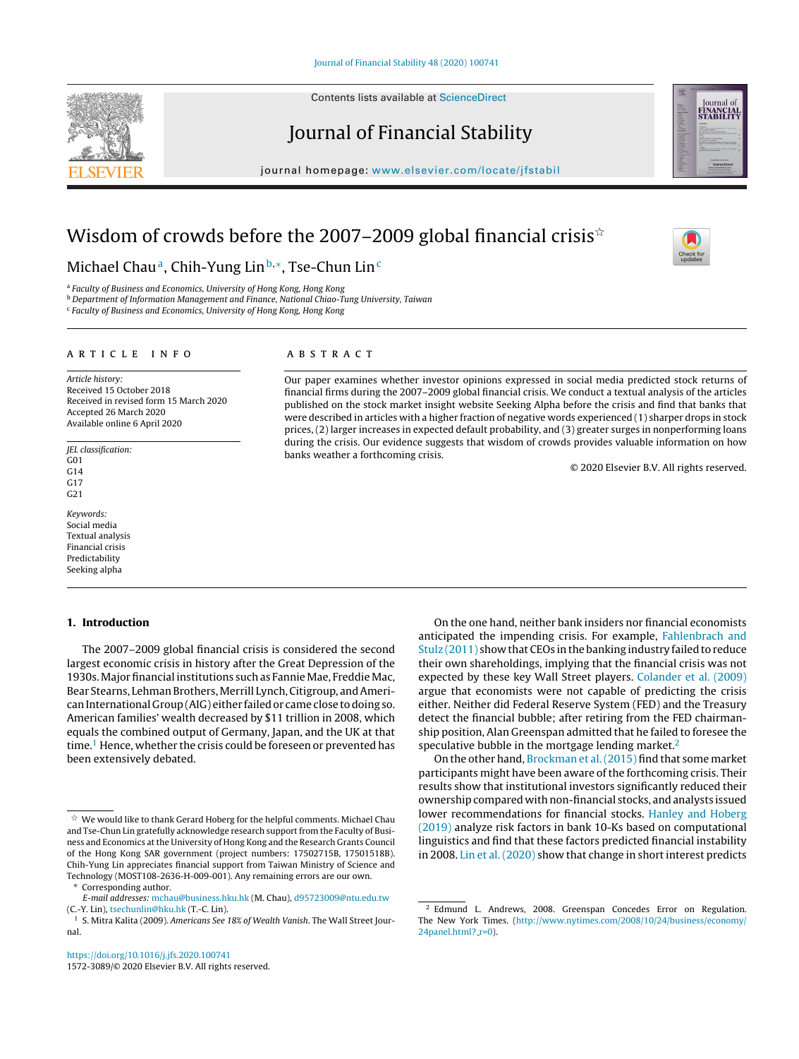# Wisdom of crowds before the 2007–2009 global financial crisis[☆]

Michael Chau[a], Chih-Yung Lin[b,*], Tse-Chun Lin[c]

[a] Faculty of Business and Economics, University of Hong Kong, Hong Kong
[b] Department of Information Management and Finance, National Chiao-Tung University, Taiwan
[c] Faculty of Business and Economics, University of Hong Kong, Hong Kong

## ARTICLE INFO

*Article history:*
Received 15 October 2018
Received in revised form 15 March 2020
Accepted 26 March 2020
Available online 6 April 2020

*JEL classification:*
G01
G14
G17
G21

*Keywords:*
Social media
Textual analysis
Financial crisis
Predictability
Seeking alpha

## ABSTRACT

Our paper examines whether investor opinions expressed in social media predicted stock returns of financial firms during the 2007–2009 global financial crisis. We conduct a textual analysis of the articles published on the stock market insight website Seeking Alpha before the crisis and find that banks that were described in articles with a higher fraction of negative words experienced (1) sharper drops in stock prices, (2) larger increases in expected default probability, and (3) greater surges in nonperforming loans during the crisis. Our evidence suggests that wisdom of crowds provides valuable information on how banks weather a forthcoming crisis.

© 2020 Elsevier B.V. All rights reserved.

## 1. Introduction

The 2007–2009 global financial crisis is considered the second largest economic crisis in history after the Great Depression of the 1930s. Major financial institutions such as Fannie Mae, Freddie Mac, Bear Stearns, Lehman Brothers, Merrill Lynch, Citigroup, and American International Group (AIG) either failed or came close to doing so. American families' wealth decreased by $11 trillion in 2008, which equals the combined output of Germany, Japan, and the UK at that time.[1] Hence, whether the crisis could be foreseen or prevented has been extensively debated.

On the one hand, neither bank insiders nor financial economists anticipated the impending crisis. For example, Fahlenbrach and Stulz (2011) show that CEOs in the banking industry failed to reduce their own shareholdings, implying that the financial crisis was not expected by these key Wall Street players. Colander et al. (2009) argue that economists were not capable of predicting the crisis either. Neither did Federal Reserve System (FED) and the Treasury detect the financial bubble; after retiring from the FED chairmanship position, Alan Greenspan admitted that he failed to foresee the speculative bubble in the mortgage lending market.[2]

On the other hand, Brockman et al. (2015) find that some market participants might have been aware of the forthcoming crisis. Their results show that institutional investors significantly reduced their ownership compared with non-financial stocks, and analysts issued lower recommendations for financial stocks. Hanley and Hoberg (2019) analyze risk factors in bank 10-Ks based on computational linguistics and find that these factors predicted financial instability in 2008. Lin et al. (2020) show that change in short interest predicts

---

☆ We would like to thank Gerard Hoberg for the helpful comments. Michael Chau and Tse-Chun Lin gratefully acknowledge research support from the Faculty of Business and Economics at the University of Hong Kong and the Research Grants Council of the Hong Kong SAR government (project numbers: 17502715B, 17501518B). Chih-Yung Lin appreciates financial support from Taiwan Ministry of Science and Technology (MOST108-2636-H-009-001). Any remaining errors are our own.

\* Corresponding author.
*E-mail addresses:* mchau@business.hku.hk (M. Chau), d95723009@ntu.edu.tw (C.-Y. Lin), tsechunlin@hku.hk (T.-C. Lin).

[1] S. Mitra Kalita (2009). *Americans See 18% of Wealth Vanish*. The Wall Street Journal.

[2] Edmund L. Andrews, 2008. Greenspan Concedes Error on Regulation. The New York Times. (http://www.nytimes.com/2008/10/24/business/economy/24panel.html?_r=0).

https://doi.org/10.1016/j.jfs.2020.100741
1572-3089/© 2020 Elsevier B.V. All rights reserved.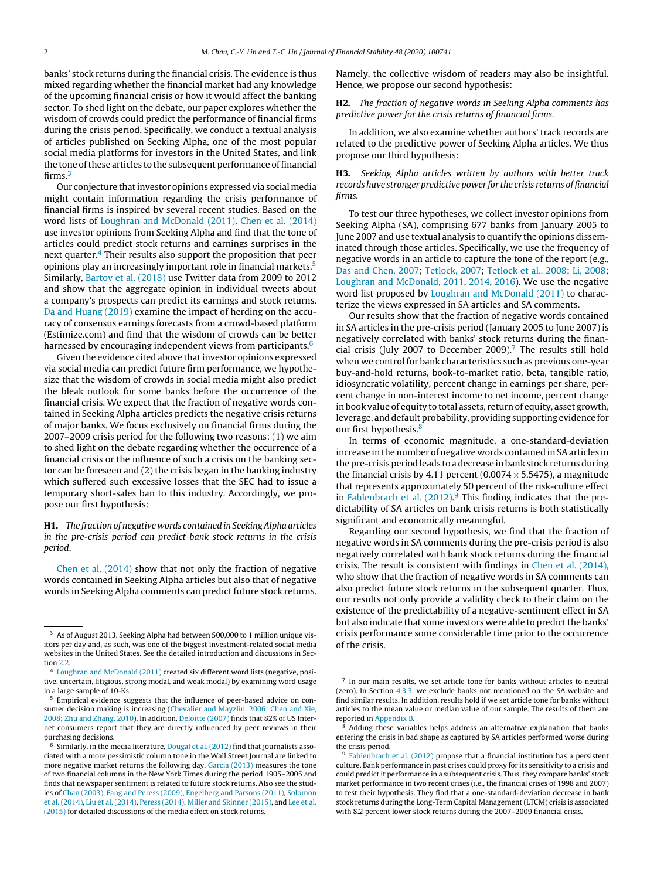banks' stock returns during the financial crisis. The evidence is thus mixed regarding whether the financial market had any knowledge of the upcoming financial crisis or how it would affect the banking sector. To shed light on the debate, our paper explores whether the wisdom of crowds could predict the performance of financial firms during the crisis period. Specifically, we conduct a textual analysis of articles published on Seeking Alpha, one of the most popular social media platforms for investors in the United States, and link the tone of these articles to the subsequent performance of financial firms.[3]

Our conjecture that investor opinions expressed via social media might contain information regarding the crisis performance of financial firms is inspired by several recent studies. Based on the word lists of Loughran and McDonald (2011), Chen et al. (2014) use investor opinions from Seeking Alpha and find that the tone of articles could predict stock returns and earnings surprises in the next quarter.[4] Their results also support the proposition that peer opinions play an increasingly important role in financial markets.[5] Similarly, Bartov et al. (2018) use Twitter data from 2009 to 2012 and show that the aggregate opinion in individual tweets about a company's prospects can predict its earnings and stock returns. Da and Huang (2019) examine the impact of herding on the accuracy of consensus earnings forecasts from a crowd-based platform (Estimize.com) and find that the wisdom of crowds can be better harnessed by encouraging independent views from participants.[6]

Given the evidence cited above that investor opinions expressed via social media can predict future firm performance, we hypothesize that the wisdom of crowds in social media might also predict the bleak outlook for some banks before the occurrence of the financial crisis. We expect that the fraction of negative words contained in Seeking Alpha articles predicts the negative crisis returns of major banks. We focus exclusively on financial firms during the 2007–2009 crisis period for the following two reasons: (1) we aim to shed light on the debate regarding whether the occurrence of a financial crisis or the influence of such a crisis on the banking sector can be foreseen and (2) the crisis began in the banking industry which suffered such excessive losses that the SEC had to issue a temporary short-sales ban to this industry. Accordingly, we propose our first hypothesis:

**H1.** *The fraction of negative words contained in Seeking Alpha articles in the pre-crisis period can predict bank stock returns in the crisis period.*

Chen et al. (2014) show that not only the fraction of negative words contained in Seeking Alpha articles but also that of negative words in Seeking Alpha comments can predict future stock returns. Namely, the collective wisdom of readers may also be insightful. Hence, we propose our second hypothesis:

**H2.** *The fraction of negative words in Seeking Alpha comments has predictive power for the crisis returns of financial firms.*

In addition, we also examine whether authors' track records are related to the predictive power of Seeking Alpha articles. We thus propose our third hypothesis:

**H3.** *Seeking Alpha articles written by authors with better track records have stronger predictive power for the crisis returns of financial firms.*

To test our three hypotheses, we collect investor opinions from Seeking Alpha (SA), comprising 677 banks from January 2005 to June 2007 and use textual analysis to quantify the opinions disseminated through those articles. Specifically, we use the frequency of negative words in an article to capture the tone of the report (e.g., Das and Chen, 2007; Tetlock, 2007; Tetlock et al., 2008; Li, 2008; Loughran and McDonald, 2011, 2014, 2016). We use the negative word list proposed by Loughran and McDonald (2011) to characterize the views expressed in SA articles and SA comments.

Our results show that the fraction of negative words contained in SA articles in the pre-crisis period (January 2005 to June 2007) is negatively correlated with banks' stock returns during the financial crisis (July 2007 to December 2009).[7] The results still hold when we control for bank characteristics such as previous one-year buy-and-hold returns, book-to-market ratio, beta, tangible ratio, idiosyncratic volatility, percent change in earnings per share, percent change in non-interest income to net income, percent change in book value of equity to total assets, return of equity, asset growth, leverage, and default probability, providing supporting evidence for our first hypothesis.[8]

In terms of economic magnitude, a one-standard-deviation increase in the number of negative words contained in SA articles in the pre-crisis period leads to a decrease in bank stock returns during the financial crisis by 4.11 percent ($0.0074 \times 5.5475$), a magnitude that represents approximately 50 percent of the risk-culture effect in Fahlenbrach et al. (2012).[9] This finding indicates that the predictability of SA articles on bank crisis returns is both statistically significant and economically meaningful.

Regarding our second hypothesis, we find that the fraction of negative words in SA comments during the pre-crisis period is also negatively correlated with bank stock returns during the financial crisis. The result is consistent with findings in Chen et al. (2014), who show that the fraction of negative words in SA comments can also predict future stock returns in the subsequent quarter. Thus, our results not only provide a validity check to their claim on the existence of the predictability of a negative-sentiment effect in SA but also indicate that some investors were able to predict the banks' crisis performance some considerable time prior to the occurrence of the crisis.

---

[3] As of August 2013, Seeking Alpha had between 500,000 to 1 million unique visitors per day and, as such, was one of the biggest investment-related social media websites in the United States. See the detailed introduction and discussions in Section 2.2.

[4] Loughran and McDonald (2011) created six different word lists (negative, positive, uncertain, litigious, strong modal, and weak modal) by examining word usage in a large sample of 10-Ks.

[5] Empirical evidence suggests that the influence of peer-based advice on consumer decision making is increasing (Chevalier and Mayzlin, 2006; Chen and Xie, 2008; Zhu and Zhang, 2010). In addition, Deloitte (2007) finds that 82% of US Internet consumers report that they are directly influenced by peer reviews in their purchasing decisions.

[6] Similarly, in the media literature, Dougal et al. (2012) find that journalists associated with a more pessimistic column tone in the Wall Street Journal are linked to more negative market returns the following day. Garcia (2013) measures the tone of two financial columns in the New York Times during the period 1905–2005 and finds that newspaper sentiment is related to future stock returns. Also see the studies of Chan (2003), Fang and Peress (2009), Engelberg and Parsons (2011), Solomon et al. (2014), Liu et al. (2014), Peress (2014), Miller and Skinner (2015), and Lee et al. (2015) for detailed discussions of the media effect on stock returns.

[7] In our main results, we set article tone for banks without articles to neutral (zero). In Section 4.3.3, we exclude banks not mentioned on the SA website and find similar results. In addition, results hold if we set article tone for banks without articles to the mean value or median value of our sample. The results of them are reported in Appendix B.

[8] Adding these variables helps address an alternative explanation that banks entering the crisis in bad shape as captured by SA articles performed worse during the crisis period.

[9] Fahlenbrach et al. (2012) propose that a financial institution has a persistent culture. Bank performance in past crises could proxy for its sensitivity to a crisis and could predict it performance in a subsequent crisis. Thus, they compare banks' stock market performance in two recent crises (i.e., the financial crises of 1998 and 2007) to test their hypothesis. They find that a one-standard-deviation decrease in bank stock returns during the Long-Term Capital Management (LTCM) crisis is associated with 8.2 percent lower stock returns during the 2007–2009 financial crisis.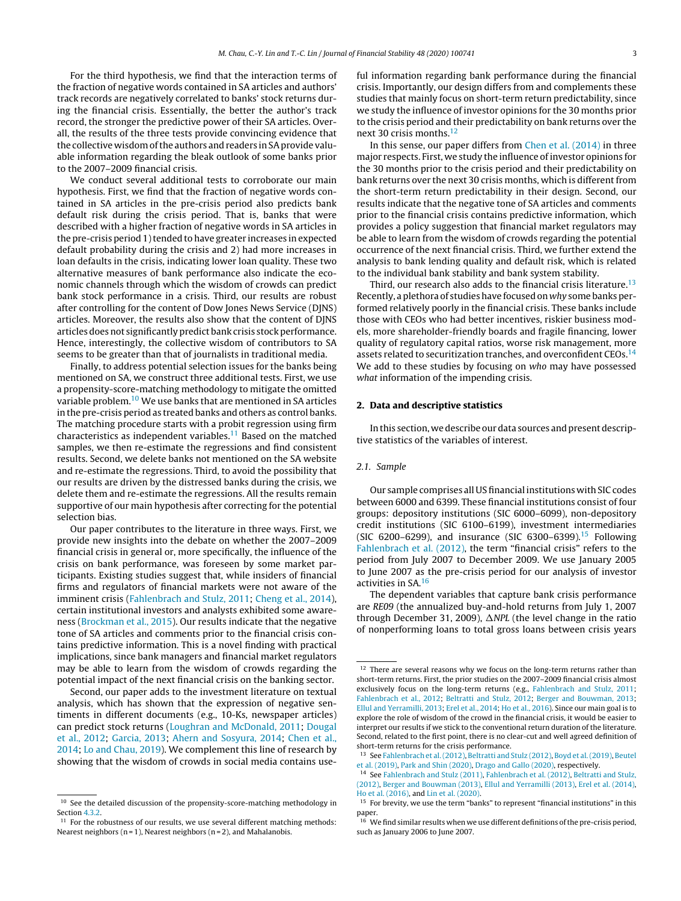For the third hypothesis, we find that the interaction terms of the fraction of negative words contained in SA articles and authors' track records are negatively correlated to banks' stock returns during the financial crisis. Essentially, the better the author's track record, the stronger the predictive power of their SA articles. Overall, the results of the three tests provide convincing evidence that the collective wisdom of the authors and readers in SA provide valuable information regarding the bleak outlook of some banks prior to the 2007–2009 financial crisis.

We conduct several additional tests to corroborate our main hypothesis. First, we find that the fraction of negative words contained in SA articles in the pre-crisis period also predicts bank default risk during the crisis period. That is, banks that were described with a higher fraction of negative words in SA articles in the pre-crisis period 1) tended to have greater increases in expected default probability during the crisis and 2) had more increases in loan defaults in the crisis, indicating lower loan quality. These two alternative measures of bank performance also indicate the economic channels through which the wisdom of crowds can predict bank stock performance in a crisis. Third, our results are robust after controlling for the content of Dow Jones News Service (DJNS) articles. Moreover, the results also show that the content of DJNS articles does not significantly predict bank crisis stock performance. Hence, interestingly, the collective wisdom of contributors to SA seems to be greater than that of journalists in traditional media.

Finally, to address potential selection issues for the banks being mentioned on SA, we construct three additional tests. First, we use a propensity-score-matching methodology to mitigate the omitted variable problem.[10] We use banks that are mentioned in SA articles in the pre-crisis period as treated banks and others as control banks. The matching procedure starts with a probit regression using firm characteristics as independent variables.[11] Based on the matched samples, we then re-estimate the regressions and find consistent results. Second, we delete banks not mentioned on the SA website and re-estimate the regressions. Third, to avoid the possibility that our results are driven by the distressed banks during the crisis, we delete them and re-estimate the regressions. All the results remain supportive of our main hypothesis after correcting for the potential selection bias.

Our paper contributes to the literature in three ways. First, we provide new insights into the debate on whether the 2007–2009 financial crisis in general or, more specifically, the influence of the crisis on bank performance, was foreseen by some market participants. Existing studies suggest that, while insiders of financial firms and regulators of financial markets were not aware of the imminent crisis (Fahlenbrach and Stulz, 2011; Cheng et al., 2014), certain institutional investors and analysts exhibited some awareness (Brockman et al., 2015). Our results indicate that the negative tone of SA articles and comments prior to the financial crisis contains predictive information. This is a novel finding with practical implications, since bank managers and financial market regulators may be able to learn from the wisdom of crowds regarding the potential impact of the next financial crisis on the banking sector.

Second, our paper adds to the investment literature on textual analysis, which has shown that the expression of negative sentiments in different documents (e.g., 10-Ks, newspaper articles) can predict stock returns (Loughran and McDonald, 2011; Dougal et al., 2012; Garcia, 2013; Ahern and Sosyura, 2014; Chen et al., 2014; Lo and Chau, 2019). We complement this line of research by showing that the wisdom of crowds in social media contains useful information regarding bank performance during the financial crisis. Importantly, our design differs from and complements these studies that mainly focus on short-term return predictability, since we study the influence of investor opinions for the 30 months prior to the crisis period and their predictability on bank returns over the next 30 crisis months.[12]

In this sense, our paper differs from Chen et al. (2014) in three major respects. First, we study the influence of investor opinions for the 30 months prior to the crisis period and their predictability on bank returns over the next 30 crisis months, which is different from the short-term return predictability in their design. Second, our results indicate that the negative tone of SA articles and comments prior to the financial crisis contains predictive information, which provides a policy suggestion that financial market regulators may be able to learn from the wisdom of crowds regarding the potential occurrence of the next financial crisis. Third, we further extend the analysis to bank lending quality and default risk, which is related to the individual bank stability and bank system stability.

Third, our research also adds to the financial crisis literature.[13] Recently, a plethora of studies have focused on *why* some banks performed relatively poorly in the financial crisis. These banks include those with CEOs who had better incentives, riskier business models, more shareholder-friendly boards and fragile financing, lower quality of regulatory capital ratios, worse risk management, more assets related to securitization tranches, and overconfident CEOs.[14] We add to these studies by focusing on *who* may have possessed *what* information of the impending crisis.

## 2. Data and descriptive statistics

In this section, we describe our data sources and present descriptive statistics of the variables of interest.

### 2.1. Sample

Our sample comprises all US financial institutions with SIC codes between 6000 and 6399. These financial institutions consist of four groups: depository institutions (SIC 6000–6099), non-depository credit institutions (SIC 6100–6199), investment intermediaries (SIC 6200–6299), and insurance (SIC 6300–6399).[15] Following Fahlenbrach et al. (2012), the term "financial crisis" refers to the period from July 2007 to December 2009. We use January 2005 to June 2007 as the pre-crisis period for our analysis of investor activities in SA.[16]

The dependent variables that capture bank crisis performance are *RE09* (the annualized buy-and-hold returns from July 1, 2007 through December 31, 2009), $\Delta NPL$ (the level change in the ratio of nonperforming loans to total gross loans between crisis years

---

[10] See the detailed discussion of the propensity-score-matching methodology in Section 4.3.2.

[11] For the robustness of our results, we use several different matching methods: Nearest neighbors (n = 1), Nearest neighbors (n = 2), and Mahalanobis.

[12] There are several reasons why we focus on the long-term returns rather than short-term returns. First, the prior studies on the 2007–2009 financial crisis almost exclusively focus on the long-term returns (e.g., Fahlenbrach and Stulz, 2011; Fahlenbrach et al., 2012; Beltratti and Stulz, 2012; Berger and Bouwman, 2013; Ellul and Yerramilli, 2013; Erel et al., 2014; Ho et al., 2016). Since our main goal is to explore the role of wisdom of the crowd in the financial crisis, it would be easier to interpret our results if we stick to the conventional return duration of the literature. Second, related to the first point, there is no clear-cut and well agreed definition of short-term returns for the crisis performance.

[13] See Fahlenbrach et al. (2012), Beltratti and Stulz (2012), Boyd et al. (2019), Beutel et al. (2019), Park and Shin (2020), Drago and Gallo (2020), respectively.

[14] See Fahlenbrach and Stulz (2011), Fahlenbrach et al. (2012), Beltratti and Stulz, (2012), Berger and Bouwman (2013), Ellul and Yerramilli (2013), Erel et al. (2014), Ho et al. (2016), and Lin et al. (2020).

[15] For brevity, we use the term "banks" to represent "financial institutions" in this paper.

[16] We find similar results when we use different definitions of the pre-crisis period, such as January 2006 to June 2007.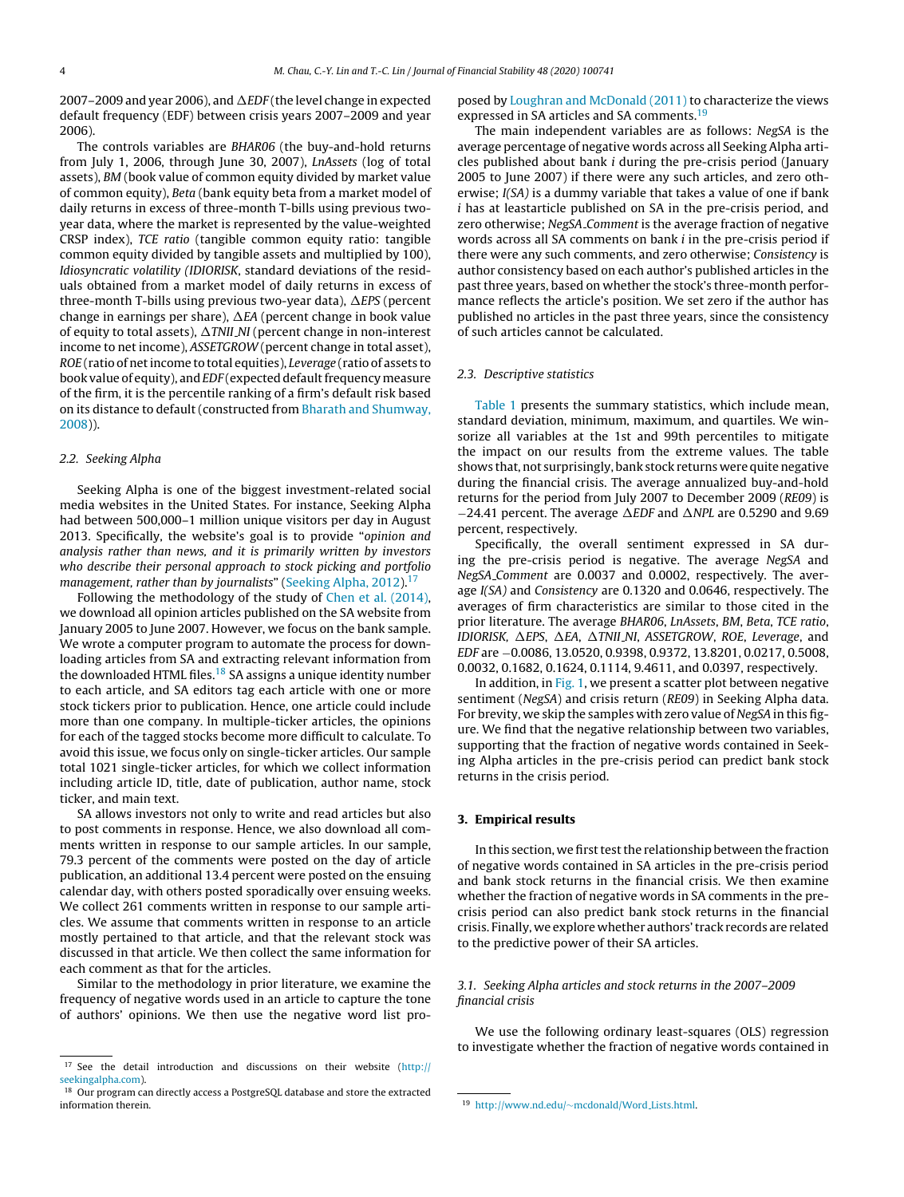2007–2009 and year 2006), and $\Delta EDF$ (the level change in expected default frequency (EDF) between crisis years 2007–2009 and year 2006).

The controls variables are *BHAR06* (the buy-and-hold returns from July 1, 2006, through June 30, 2007), *LnAssets* (log of total assets), *BM* (book value of common equity divided by market value of common equity), *Beta* (bank equity beta from a market model of daily returns in excess of three-month T-bills using previous two-year data, where the market is represented by the value-weighted CRSP index), *TCE ratio* (tangible common equity ratio: tangible common equity divided by tangible assets and multiplied by 100), *Idiosyncratic volatility (IDIORISK*, standard deviations of the residuals obtained from a market model of daily returns in excess of three-month T-bills using previous two-year data), $\Delta EPS$ (percent change in earnings per share), $\Delta EA$ (percent change in book value of equity to total assets), $\Delta TNII\_NI$ (percent change in non-interest income to net income), *ASSETGROW* (percent change in total asset), *ROE* (ratio of net income to total equities), *Leverage* (ratio of assets to book value of equity), and *EDF* (expected default frequency measure of the firm, it is the percentile ranking of a firm's default risk based on its distance to default (constructed from Bharath and Shumway, 2008)).

### 2.2. Seeking Alpha

Seeking Alpha is one of the biggest investment-related social media websites in the United States. For instance, Seeking Alpha had between 500,000–1 million unique visitors per day in August 2013. Specifically, the website's goal is to provide "*opinion and analysis rather than news, and it is primarily written by investors who describe their personal approach to stock picking and portfolio management, rather than by journalists*" (Seeking Alpha, 2012).[17]

Following the methodology of the study of Chen et al. (2014), we download all opinion articles published on the SA website from January 2005 to June 2007. However, we focus on the bank sample. We wrote a computer program to automate the process for downloading articles from SA and extracting relevant information from the downloaded HTML files.[18] SA assigns a unique identity number to each article, and SA editors tag each article with one or more stock tickers prior to publication. Hence, one article could include more than one company. In multiple-ticker articles, the opinions for each of the tagged stocks become more difficult to calculate. To avoid this issue, we focus only on single-ticker articles. Our sample total 1021 single-ticker articles, for which we collect information including article ID, title, date of publication, author name, stock ticker, and main text.

SA allows investors not only to write and read articles but also to post comments in response. Hence, we also download all comments written in response to our sample articles. In our sample, 79.3 percent of the comments were posted on the day of article publication, an additional 13.4 percent were posted on the ensuing calendar day, with others posted sporadically over ensuing weeks. We collect 261 comments written in response to our sample articles. We assume that comments written in response to an article mostly pertained to that article, and that the relevant stock was discussed in that article. We then collect the same information for each comment as that for the articles.

Similar to the methodology in prior literature, we examine the frequency of negative words used in an article to capture the tone of authors' opinions. We then use the negative word list proposed by Loughran and McDonald (2011) to characterize the views expressed in SA articles and SA comments.[19]

The main independent variables are as follows: *NegSA* is the average percentage of negative words across all Seeking Alpha articles published about bank *i* during the pre-crisis period (January 2005 to June 2007) if there were any such articles, and zero otherwise; *I(SA)* is a dummy variable that takes a value of one if bank *i* has at leastarticle published on SA in the pre-crisis period, and zero otherwise; *NegSA_Comment* is the average fraction of negative words across all SA comments on bank *i* in the pre-crisis period if there were any such comments, and zero otherwise; *Consistency* is author consistency based on each author's published articles in the past three years, based on whether the stock's three-month performance reflects the article's position. We set zero if the author has published no articles in the past three years, since the consistency of such articles cannot be calculated.

### 2.3. Descriptive statistics

Table 1 presents the summary statistics, which include mean, standard deviation, minimum, maximum, and quartiles. We winsorize all variables at the 1st and 99th percentiles to mitigate the impact on our results from the extreme values. The table shows that, not surprisingly, bank stock returns were quite negative during the financial crisis. The average annualized buy-and-hold returns for the period from July 2007 to December 2009 (*RE09*) is −24.41 percent. The average $\Delta EDF$ and $\Delta NPL$ are 0.5290 and 9.69 percent, respectively.

Specifically, the overall sentiment expressed in SA during the pre-crisis period is negative. The average *NegSA* and *NegSA_Comment* are 0.0037 and 0.0002, respectively. The average *I(SA)* and *Consistency* are 0.1320 and 0.0646, respectively. The averages of firm characteristics are similar to those cited in the prior literature. The average *BHAR06*, *LnAssets*, *BM*, *Beta*, *TCE ratio*, *IDIORISK*, $\Delta EPS$, $\Delta EA$, $\Delta TNII\_NI$, *ASSETGROW*, *ROE*, *Leverage*, and *EDF* are −0.0086, 13.0520, 0.9398, 0.9372, 13.8201, 0.0217, 0.5008, 0.0032, 0.1682, 0.1624, 0.1114, 9.4611, and 0.0397, respectively.

In addition, in Fig. 1, we present a scatter plot between negative sentiment (*NegSA*) and crisis return (*RE09*) in Seeking Alpha data. For brevity, we skip the samples with zero value of *NegSA* in this figure. We find that the negative relationship between two variables, supporting that the fraction of negative words contained in Seeking Alpha articles in the pre-crisis period can predict bank stock returns in the crisis period.

## 3. Empirical results

In this section, we first test the relationship between the fraction of negative words contained in SA articles in the pre-crisis period and bank stock returns in the financial crisis. We then examine whether the fraction of negative words in SA comments in the pre-crisis period can also predict bank stock returns in the financial crisis. Finally, we explore whether authors' track records are related to the predictive power of their SA articles.

### 3.1. Seeking Alpha articles and stock returns in the 2007–2009 financial crisis

We use the following ordinary least-squares (OLS) regression to investigate whether the fraction of negative words contained in

---

[17] See the detail introduction and discussions on their website (http://seekingalpha.com).

[18] Our program can directly access a PostgreSQL database and store the extracted information therein.

[19] http://www.nd.edu/~mcdonald/Word_Lists.html.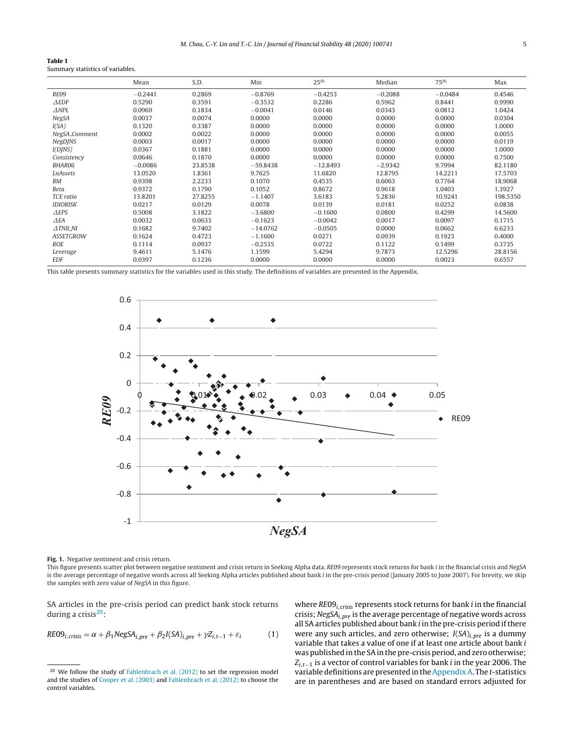**Table 1**
Summary statistics of variables.

| | Mean | S.D. | Min | 25th | Median | 75th | Max |
|---|---|---|---|---|---|---|---|
| *RE09* | −0.2441 | 0.2869 | −0.8769 | −0.4253 | −0.2088 | −0.0484 | 0.4546 |
| *ΔEDF* | 0.5290 | 0.3591 | −0.3532 | 0.2286 | 0.5962 | 0.8441 | 0.9990 |
| *ΔNPL* | 0.0969 | 0.1834 | −0.0041 | 0.0146 | 0.0343 | 0.0812 | 1.0424 |
| *NegSA* | 0.0037 | 0.0074 | 0.0000 | 0.0000 | 0.0000 | 0.0000 | 0.0304 |
| *I(SA)* | 0.1320 | 0.3387 | 0.0000 | 0.0000 | 0.0000 | 0.0000 | 1.0000 |
| *NegSA_Comment* | 0.0002 | 0.0022 | 0.0000 | 0.0000 | 0.0000 | 0.0000 | 0.0055 |
| *NegDJNS* | 0.0003 | 0.0017 | 0.0000 | 0.0000 | 0.0000 | 0.0000 | 0.0119 |
| *I(DJNS)* | 0.0367 | 0.1881 | 0.0000 | 0.0000 | 0.0000 | 0.0000 | 1.0000 |
| *Consistency* | 0.0646 | 0.1870 | 0.0000 | 0.0000 | 0.0000 | 0.0000 | 0.7500 |
| *BHAR06* | −0.0086 | 23.8538 | −59.8438 | −12.8493 | −2.9342 | 9.7994 | 82.1180 |
| *LnAssets* | 13.0520 | 1.8361 | 9.7625 | 11.6820 | 12.8795 | 14.2211 | 17.5703 |
| *BM* | 0.9398 | 2.2233 | 0.1070 | 0.4535 | 0.6063 | 0.7764 | 18.9068 |
| *Beta* | 0.9372 | 0.1790 | 0.1052 | 0.8672 | 0.9618 | 1.0403 | 1.3927 |
| *TCE ratio* | 13.8201 | 27.8255 | −1.1407 | 3.6183 | 5.2836 | 10.9241 | 198.5350 |
| *IDIORISK* | 0.0217 | 0.0129 | 0.0078 | 0.0139 | 0.0181 | 0.0252 | 0.0838 |
| *ΔEPS* | 0.5008 | 3.1822 | −3.6800 | −0.1600 | 0.0800 | 0.4299 | 14.5600 |
| *ΔEA* | 0.0032 | 0.0633 | −0.1623 | −0.0042 | 0.0017 | 0.0097 | 0.1715 |
| *ΔTNII_NI* | 0.1682 | 9.7402 | −14.0762 | −0.0505 | 0.0000 | 0.0662 | 6.6233 |
| *ASSETGROW* | 0.1624 | 0.4723 | −1.1600 | 0.0271 | 0.0939 | 0.1923 | 0.4000 |
| *ROE* | 0.1114 | 0.0937 | −0.2535 | 0.0722 | 0.1122 | 0.1499 | 0.3735 |
| *Leverage* | 9.4611 | 5.1476 | 1.1599 | 5.4294 | 9.7873 | 12.5296 | 28.8156 |
| *EDF* | 0.0397 | 0.1236 | 0.0000 | 0.0000 | 0.0000 | 0.0023 | 0.6557 |

This table presents summary statistics for the variables used in this study. The definitions of variables are presented in the Appendix.

**Fig. 1.** Negative sentiment and crisis return.
This figure presents scatter plot between negative sentiment and crisis return in Seeking Alpha data. *RE09* represents stock returns for bank *i* in the financial crisis and *NegSA* is the average percentage of negative words across all Seeking Alpha articles published about bank *i* in the pre-crisis period (January 2005 to June 2007). For brevity, we skip the samples with zero value of *NegSA* in this figure.

SA articles in the pre-crisis period can predict bank stock returns during a crisis[20]:

$$RE09_{i,crisis} = \alpha + \beta_1 NegSA_{i,pre} + \beta_2 I(SA)_{i,pre} + \gamma Z_{i,t-1} + \varepsilon_i \quad (1)$$

where $RE09_{i,crisis}$ represents stock returns for bank *i* in the financial crisis; $NegSA_{i,pre}$ is the average percentage of negative words across all SA articles published about bank *i* in the pre-crisis period if there were any such articles, and zero otherwise; $I(SA)_{i,pre}$ is a dummy variable that takes a value of one if at least one article about bank *i* was published in the SA in the pre-crisis period, and zero otherwise; $Z_{i,t-1}$ is a vector of control variables for bank *i* in the year 2006. The variable definitions are presented in the Appendix A. The *t*-statistics are in parentheses and are based on standard errors adjusted for

[20] We follow the study of Fahlenbrach et al. (2012) to set the regression model and the studies of Cooper et al. (2003) and Fahlenbrach et al. (2012) to choose the control variables.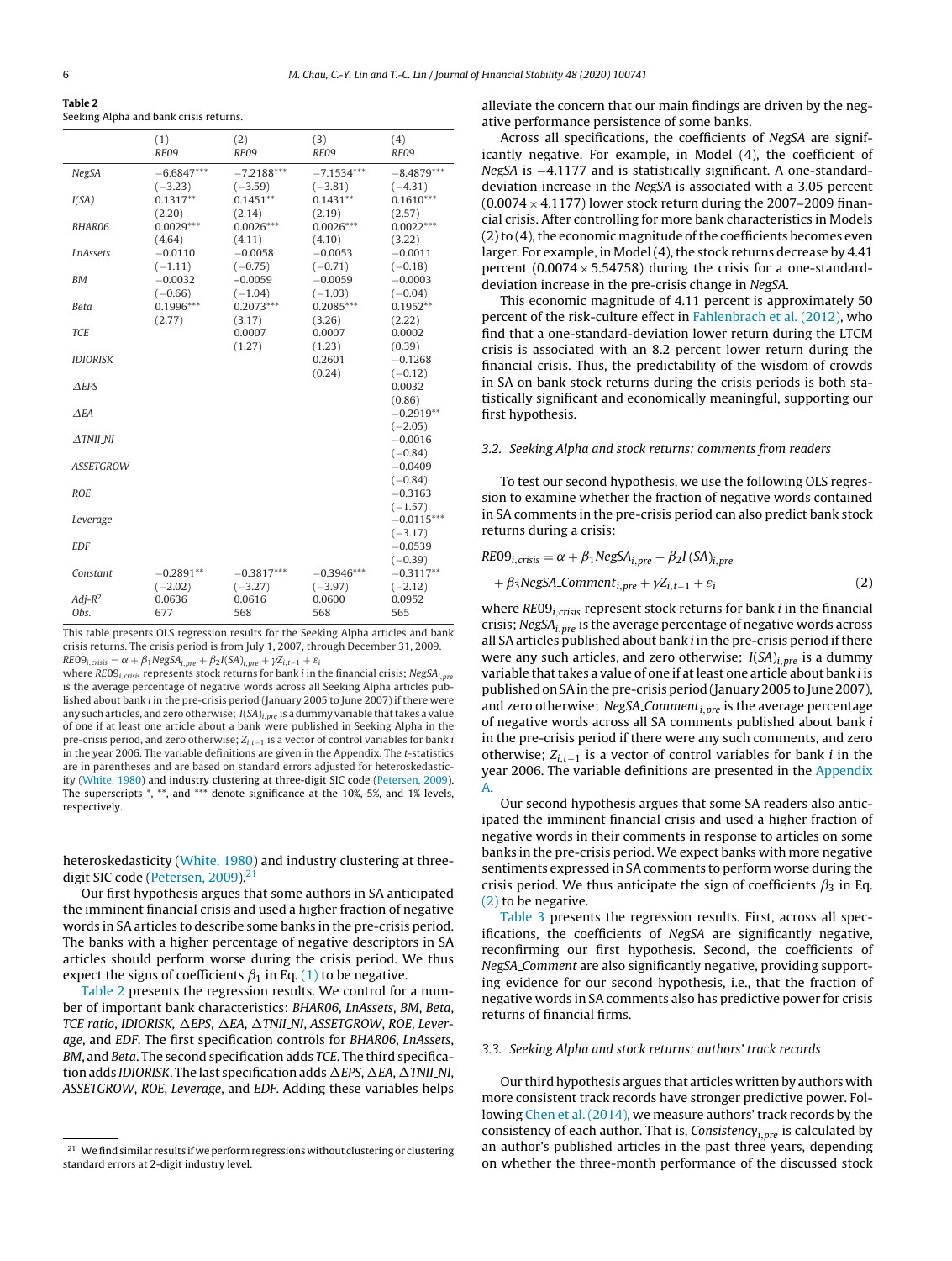**Table 2**
Seeking Alpha and bank crisis returns.

| | (1) RE09 | (2) RE09 | (3) RE09 | (4) RE09 |
|---|---|---|---|---|
| *NegSA* | −6.6847*** | −7.2188*** | −7.1534*** | −8.4879*** |
| | (−3.23) | (−3.59) | (−3.81) | (−4.31) |
| *I(SA)* | 0.1317** | 0.1451** | 0.1431** | 0.1610*** |
| | (2.20) | (2.14) | (2.19) | (2.57) |
| *BHAR06* | 0.0029*** | 0.0026*** | 0.0026*** | 0.0022*** |
| | (4.64) | (4.11) | (4.10) | (3.22) |
| *LnAssets* | −0.0110 | −0.0058 | −0.0053 | −0.0011 |
| | (−1.11) | (−0.75) | (−0.71) | (−0.18) |
| *BM* | −0.0032 | −0.0059 | −0.0059 | −0.0003 |
| | (−0.66) | (−1.04) | (−1.03) | (−0.04) |
| *Beta* | 0.1996*** | 0.2073*** | 0.2085*** | 0.1952** |
| | (2.77) | (3.17) | (3.26) | (2.22) |
| *TCE* | | 0.0007 | 0.0007 | 0.0002 |
| | | (1.27) | (1.23) | (0.39) |
| *IDIORISK* | | | 0.2601 | −0.1268 |
| | | | (0.24) | (−0.12) |
| *ΔEPS* | | | | 0.0032 |
| | | | | (0.86) |
| *ΔEA* | | | | −0.2919** |
| | | | | (−2.05) |
| *ΔTNII_NI* | | | | −0.0016 |
| | | | | (−0.84) |
| *ASSETGROW* | | | | −0.0409 |
| | | | | (−0.84) |
| *ROE* | | | | −0.3163 |
| | | | | (−1.57) |
| *Leverage* | | | | −0.0115*** |
| | | | | (−3.17) |
| *EDF* | | | | −0.0539 |
| | | | | (−0.39) |
| *Constant* | −0.2891** | −0.3817*** | −0.3946*** | −0.3117** |
| | (−2.02) | (−3.27) | (−3.97) | (−2.12) |
| *Adj-R²* | 0.0636 | 0.0616 | 0.0600 | 0.0952 |
| *Obs.* | 677 | 568 | 568 | 565 |

This table presents OLS regression results for the Seeking Alpha articles and bank crisis returns. The crisis period is from July 1, 2007, through December 31, 2009. $RE09_{i,crisis} = \alpha + \beta_1 NegSA_{i,pre} + \beta_2 I(SA)_{i,pre} + \gamma Z_{i,t-1} + \varepsilon_i$
where $RE09_{i,crisis}$ represents stock returns for bank $i$ in the financial crisis; $NegSA_{i,pre}$ is the average percentage of negative words across all Seeking Alpha articles published about bank $i$ in the pre-crisis period (January 2005 to June 2007) if there were any such articles, and zero otherwise; $I(SA)_{i,pre}$ is a dummy variable that takes a value of one if at least one article about a bank were published in Seeking Alpha in the pre-crisis period, and zero otherwise; $Z_{i,t-1}$ is a vector of control variables for bank $i$ in the year 2006. The variable definitions are given in the Appendix. The $t$-statistics are in parentheses and are based on standard errors adjusted for heteroskedasticity (White, 1980) and industry clustering at three-digit SIC code (Petersen, 2009). The superscripts *, **, and *** denote significance at the 10%, 5%, and 1% levels, respectively.

heteroskedasticity (White, 1980) and industry clustering at three-digit SIC code (Petersen, 2009).[21]

Our first hypothesis argues that some authors in SA anticipated the imminent financial crisis and used a higher fraction of negative words in SA articles to describe some banks in the pre-crisis period. The banks with a higher percentage of negative descriptors in SA articles should perform worse during the crisis period. We thus expect the signs of coefficients $\beta_1$ in Eq. (1) to be negative.

Table 2 presents the regression results. We control for a number of important bank characteristics: *BHAR06*, *LnAssets*, *BM*, *Beta*, *TCE ratio*, *IDIORISK*, *ΔEPS*, *ΔEA*, *ΔTNII_NI*, *ASSETGROW*, *ROE*, *Leverage*, and *EDF*. The first specification controls for *BHAR06*, *LnAssets*, *BM*, and *Beta*. The second specification adds *TCE*. The third specification adds *IDIORISK*. The last specification adds *ΔEPS*, *ΔEA*, *ΔTNII_NI*, *ASSETGROW*, *ROE*, *Leverage*, and *EDF*. Adding these variables helps alleviate the concern that our main findings are driven by the negative performance persistence of some banks.

Across all specifications, the coefficients of *NegSA* are significantly negative. For example, in Model (4), the coefficient of *NegSA* is −4.1177 and is statistically significant. A one-standard-deviation increase in the *NegSA* is associated with a 3.05 percent (0.0074 × 4.1177) lower stock return during the 2007–2009 financial crisis. After controlling for more bank characteristics in Models (2) to (4), the economic magnitude of the coefficients becomes even larger. For example, in Model (4), the stock returns decrease by 4.41 percent (0.0074 × 5.54758) during the crisis for a one-standard-deviation increase in the pre-crisis change in *NegSA*.

This economic magnitude of 4.11 percent is approximately 50 percent of the risk-culture effect in Fahlenbrach et al. (2012), who find that a one-standard-deviation lower return during the LTCM crisis is associated with an 8.2 percent lower return during the financial crisis. Thus, the predictability of the wisdom of crowds in SA on bank stock returns during the crisis periods is both statistically significant and economically meaningful, supporting our first hypothesis.

### 3.2. Seeking Alpha and stock returns: comments from readers

To test our second hypothesis, we use the following OLS regression to examine whether the fraction of negative words contained in SA comments in the pre-crisis period can also predict bank stock returns during a crisis:

$$RE09_{i,crisis} = \alpha + \beta_1 NegSA_{i,pre} + \beta_2 I(SA)_{i,pre} + \beta_3 NegSA\_Comment_{i,pre} + \gamma Z_{i,t-1} + \varepsilon_i \quad (2)$$

where $RE09_{i,crisis}$ represent stock returns for bank $i$ in the financial crisis; $NegSA_{i,pre}$ is the average percentage of negative words across all SA articles published about bank $i$ in the pre-crisis period if there were any such articles, and zero otherwise; $I(SA)_{i,pre}$ is a dummy variable that takes a value of one if at least one article about bank $i$ is published on SA in the pre-crisis period (January 2005 to June 2007), and zero otherwise; $NegSA\_Comment_{i,pre}$ is the average percentage of negative words across all SA comments published about bank $i$ in the pre-crisis period if there were any such comments, and zero otherwise; $Z_{i,t-1}$ is a vector of control variables for bank $i$ in the year 2006. The variable definitions are presented in the Appendix A.

Our second hypothesis argues that some SA readers also anticipated the imminent financial crisis and used a higher fraction of negative words in their comments in response to articles on some banks in the pre-crisis period. We expect banks with more negative sentiments expressed in SA comments to perform worse during the crisis period. We thus anticipate the sign of coefficients $\beta_3$ in Eq. (2) to be negative.

Table 3 presents the regression results. First, across all specifications, the coefficients of *NegSA* are significantly negative, reconfirming our first hypothesis. Second, the coefficients of *NegSA_Comment* are also significantly negative, providing supporting evidence for our second hypothesis, i.e., that the fraction of negative words in SA comments also has predictive power for crisis returns of financial firms.

### 3.3. Seeking Alpha and stock returns: authors' track records

Our third hypothesis argues that articles written by authors with more consistent track records have stronger predictive power. Following Chen et al. (2014), we measure authors' track records by the consistency of each author. That is, $Consistency_{i,pre}$ is calculated by an author's published articles in the past three years, depending on whether the three-month performance of the discussed stock

[21] We find similar results if we perform regressions without clustering or clustering standard errors at 2-digit industry level.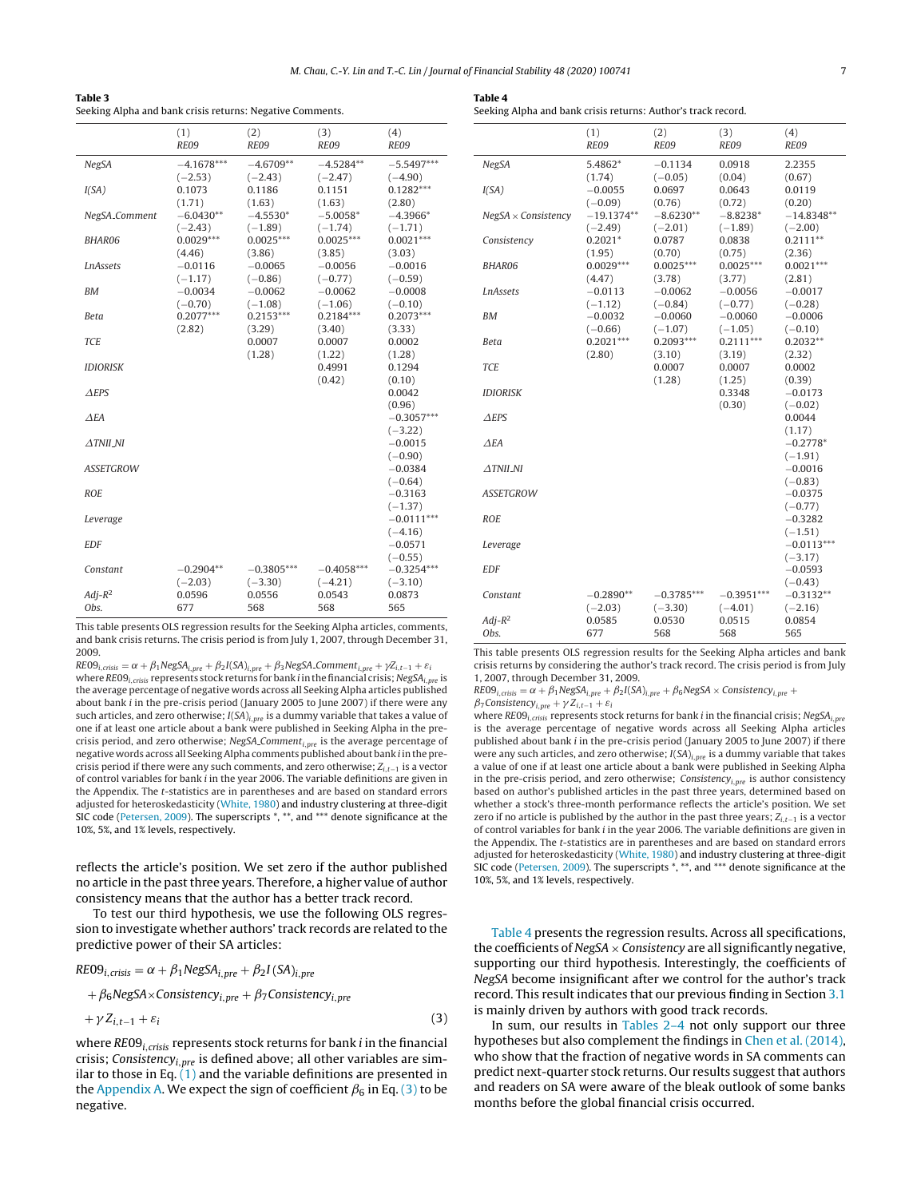**Table 3**
Seeking Alpha and bank crisis returns: Negative Comments.

| | (1) RE09 | (2) RE09 | (3) RE09 | (4) RE09 |
|---|---|---|---|---|
| *NegSA* | −4.1678*** | −4.6709** | −4.5284** | −5.5497*** |
| | (−2.53) | (−2.43) | (−2.47) | (−4.90) |
| *I(SA)* | 0.1073 | 0.1186 | 0.1151 | 0.1282*** |
| | (1.71) | (1.63) | (1.63) | (2.80) |
| *NegSA_Comment* | −6.0430** | −4.5530* | −5.0058* | −4.3966* |
| | (−2.43) | (−1.89) | (−1.74) | (−1.71) |
| *BHAR06* | 0.0029*** | 0.0025*** | 0.0025*** | 0.0021*** |
| | (4.46) | (3.86) | (3.85) | (3.03) |
| *LnAssets* | −0.0116 | −0.0065 | −0.0056 | −0.0016 |
| | (−1.17) | (−0.86) | (−0.77) | (−0.59) |
| *BM* | −0.0034 | −0.0062 | −0.0062 | −0.0008 |
| | (−0.70) | (−1.08) | (−1.06) | (−0.10) |
| *Beta* | 0.2077*** | 0.2153*** | 0.2184*** | 0.2073*** |
| | (2.82) | (3.29) | (3.40) | (3.33) |
| *TCE* | | 0.0007 | 0.0007 | 0.0002 |
| | | (1.28) | (1.22) | (1.28) |
| *IDIORISK* | | | 0.4991 | 0.1294 |
| | | | (0.42) | (0.10) |
| *ΔEPS* | | | | 0.0042 |
| | | | | (0.96) |
| *ΔEA* | | | | −0.3057*** |
| | | | | (−3.22) |
| *ΔTNII_NI* | | | | −0.0015 |
| | | | | (−0.90) |
| *ASSETGROW* | | | | −0.0384 |
| | | | | (−0.64) |
| *ROE* | | | | −0.3163 |
| | | | | (−1.37) |
| *Leverage* | | | | −0.0111*** |
| | | | | (−4.16) |
| *EDF* | | | | −0.0571 |
| | | | | (−0.55) |
| *Constant* | −0.2904** | −0.3805*** | −0.4058*** | −0.3254*** |
| | (−2.03) | (−3.30) | (−4.21) | (−3.10) |
| *Adj-R²* | 0.0596 | 0.0556 | 0.0543 | 0.0873 |
| *Obs.* | 677 | 568 | 568 | 565 |

This table presents OLS regression results for the Seeking Alpha articles, comments, and bank crisis returns. The crisis period is from July 1, 2007, through December 31, 2009.

$RE09_{i,crisis} = \alpha + \beta_1 NegSA_{i,pre} + \beta_2 I(SA)_{i,pre} + \beta_3 NegSA\_Comment_{i,pre} + \gamma Z_{i,t-1} + \varepsilon_i$

where $RE09_{i,crisis}$ represents stock returns for bank $i$ in the financial crisis; $NegSA_{i,pre}$ is the average percentage of negative words across all Seeking Alpha articles published about bank $i$ in the pre-crisis period (January 2005 to June 2007) if there were any such articles, and zero otherwise; $I(SA)_{i,pre}$ is a dummy variable that takes a value of one if at least one article about a bank were published in Seeking Alpha in the pre-crisis period, and zero otherwise; $NegSA\_Comment_{i,pre}$ is the average percentage of negative words across all Seeking Alpha comments published about bank $i$ in the pre-crisis period if there were any such comments, and zero otherwise; $Z_{i,t-1}$ is a vector of control variables for bank $i$ in the year 2006. The variable definitions are given in the Appendix. The $t$-statistics are in parentheses and are based on standard errors adjusted for heteroskedasticity (White, 1980) and industry clustering at three-digit SIC code (Petersen, 2009). The superscripts *, **, and *** denote significance at the 10%, 5%, and 1% levels, respectively.

reflects the article's position. We set zero if the author published no article in the past three years. Therefore, a higher value of author consistency means that the author has a better track record.

To test our third hypothesis, we use the following OLS regression to investigate whether authors' track records are related to the predictive power of their SA articles:

$$RE09_{i,crisis} = \alpha + \beta_1 NegSA_{i,pre} + \beta_2 I(SA)_{i,pre} + \beta_6 NegSA \times Consistency_{i,pre} + \beta_7 Consistency_{i,pre} + \gamma Z_{i,t-1} + \varepsilon_i \quad (3)$$

where $RE09_{i,crisis}$ represents stock returns for bank $i$ in the financial crisis; $Consistency_{i,pre}$ is defined above; all other variables are similar to those in Eq. (1) and the variable definitions are presented in the Appendix A. We expect the sign of coefficient $\beta_6$ in Eq. (3) to be negative.

**Table 4**
Seeking Alpha and bank crisis returns: Author's track record.

| | (1) RE09 | (2) RE09 | (3) RE09 | (4) RE09 |
|---|---|---|---|---|
| *NegSA* | 5.4862* | −0.1134 | 0.0918 | 2.2355 |
| | (1.74) | (−0.05) | (0.04) | (0.67) |
| *I(SA)* | −0.0055 | 0.0697 | 0.0643 | 0.0119 |
| | (−0.09) | (0.76) | (0.72) | (0.20) |
| *NegSA × Consistency* | −19.1374** | −8.6230** | −8.8238* | −14.8348** |
| | (−2.49) | (−2.01) | (−1.89) | (−2.00) |
| *Consistency* | 0.2021* | 0.0787 | 0.0838 | 0.2111** |
| | (1.95) | (0.70) | (0.75) | (2.36) |
| *BHAR06* | 0.0029*** | 0.0025*** | 0.0025*** | 0.0021*** |
| | (4.47) | (3.78) | (3.77) | (2.81) |
| *LnAssets* | −0.0113 | −0.0062 | −0.0056 | −0.0017 |
| | (−1.12) | (−0.84) | (−0.77) | (−0.28) |
| *BM* | −0.0032 | −0.0060 | −0.0060 | −0.0006 |
| | (−0.66) | (−1.07) | (−1.05) | (−0.10) |
| *Beta* | 0.2021*** | 0.2093*** | 0.2111*** | 0.2032** |
| | (2.80) | (3.10) | (3.19) | (2.32) |
| *TCE* | | 0.0007 | 0.0007 | 0.0002 |
| | | (1.28) | (1.25) | (0.39) |
| *IDIORISK* | | | 0.3348 | −0.0173 |
| | | | (0.30) | (−0.02) |
| *ΔEPS* | | | | 0.0044 |
| | | | | (1.17) |
| *ΔEA* | | | | −0.2778* |
| | | | | (−1.91) |
| *ΔTNII_NI* | | | | −0.0016 |
| | | | | (−0.83) |
| *ASSETGROW* | | | | −0.0375 |
| | | | | (−0.77) |
| *ROE* | | | | −0.3282 |
| | | | | (−1.51) |
| *Leverage* | | | | −0.0113*** |
| | | | | (−3.17) |
| *EDF* | | | | −0.0593 |
| | | | | (−0.43) |
| *Constant* | −0.2890** | −0.3785*** | −0.3951*** | −0.3132** |
| | (−2.03) | (−3.30) | (−4.01) | (−2.16) |
| *Adj-R²* | 0.0585 | 0.0530 | 0.0515 | 0.0854 |
| *Obs.* | 677 | 568 | 568 | 565 |

This table presents OLS regression results for the Seeking Alpha articles and bank crisis returns by considering the author's track record. The crisis period is from July 1, 2007, through December 31, 2009.

$RE09_{i,crisis} = \alpha + \beta_1 NegSA_{i,pre} + \beta_2 I(SA)_{i,pre} + \beta_6 NegSA \times Consistency_{i,pre} + \beta_7 Consistency_{i,pre} + \gamma Z_{i,t-1} + \varepsilon_i$

where $RE09_{i,crisis}$ represents stock returns for bank $i$ in the financial crisis; $NegSA_{i,pre}$ is the average percentage of negative words across all Seeking Alpha articles published about bank $i$ in the pre-crisis period (January 2005 to June 2007) if there were any such articles, and zero otherwise; $I(SA)_{i,pre}$ is a dummy variable that takes a value of one if at least one article about a bank were published in Seeking Alpha in the pre-crisis period, and zero otherwise; $Consistency_{i,pre}$ is author consistency based on author's published articles in the past three years, determined based on whether a stock's three-month performance reflects the article's position. We set zero if no article is published by the author in the past three years; $Z_{i,t-1}$ is a vector of control variables for bank $i$ in the year 2006. The variable definitions are given in the Appendix. The $t$-statistics are in parentheses and are based on standard errors adjusted for heteroskedasticity (White, 1980) and industry clustering at three-digit SIC code (Petersen, 2009). The superscripts *, **, and *** denote significance at the 10%, 5%, and 1% levels, respectively.

Table 4 presents the regression results. Across all specifications, the coefficients of *NegSA* × *Consistency* are all significantly negative, supporting our third hypothesis. Interestingly, the coefficients of *NegSA* become insignificant after we control for the author's track record. This result indicates that our previous finding in Section 3.1 is mainly driven by authors with good track records.

In sum, our results in Tables 2–4 not only support our three hypotheses but also complement the findings in Chen et al. (2014), who show that the fraction of negative words in SA comments can predict next-quarter stock returns. Our results suggest that authors and readers on SA were aware of the bleak outlook of some banks months before the global financial crisis occurred.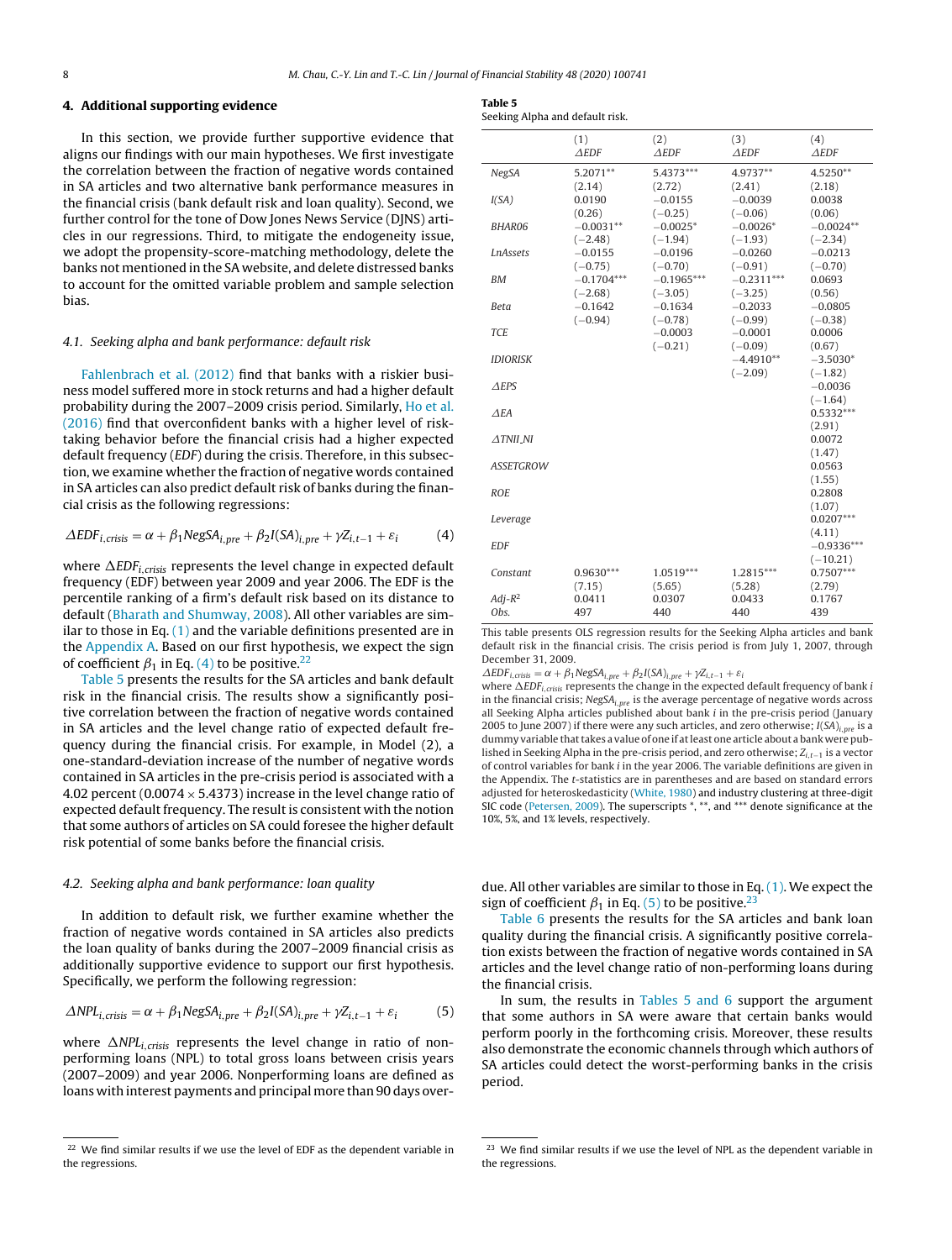## 4. Additional supporting evidence

In this section, we provide further supportive evidence that aligns our findings with our main hypotheses. We first investigate the correlation between the fraction of negative words contained in SA articles and two alternative bank performance measures in the financial crisis (bank default risk and loan quality). Second, we further control for the tone of Dow Jones News Service (DJNS) articles in our regressions. Third, to mitigate the endogeneity issue, we adopt the propensity-score-matching methodology, delete the banks not mentioned in the SA website, and delete distressed banks to account for the omitted variable problem and sample selection bias.

### 4.1. Seeking alpha and bank performance: default risk

Fahlenbrach et al. (2012) find that banks with a riskier business model suffered more in stock returns and had a higher default probability during the 2007–2009 crisis period. Similarly, Ho et al. (2016) find that overconfident banks with a higher level of risk-taking behavior before the financial crisis had a higher expected default frequency (*EDF*) during the crisis. Therefore, in this subsection, we examine whether the fraction of negative words contained in SA articles can also predict default risk of banks during the financial crisis as the following regressions:

$$\Delta EDF_{i,crisis} = \alpha + \beta_1 NegSA_{i,pre} + \beta_2 I(SA)_{i,pre} + \gamma Z_{i,t-1} + \varepsilon_i \quad (4)$$

where $\Delta EDF_{i,crisis}$ represents the level change in expected default frequency (EDF) between year 2009 and year 2006. The EDF is the percentile ranking of a firm's default risk based on its distance to default (Bharath and Shumway, 2008). All other variables are similar to those in Eq. (1) and the variable definitions presented are in the Appendix A. Based on our first hypothesis, we expect the sign of coefficient $\beta_1$ in Eq. (4) to be positive.[22]

Table 5 presents the results for the SA articles and bank default risk in the financial crisis. The results show a significantly positive correlation between the fraction of negative words contained in SA articles and the level change ratio of expected default frequency during the financial crisis. For example, in Model (2), a one-standard-deviation increase of the number of negative words contained in SA articles in the pre-crisis period is associated with a 4.02 percent (0.0074 × 5.4373) increase in the level change ratio of expected default frequency. The result is consistent with the notion that some authors of articles on SA could foresee the higher default risk potential of some banks before the financial crisis.

**Table 5**
Seeking Alpha and default risk.

| | (1) $\Delta EDF$ | (2) $\Delta EDF$ | (3) $\Delta EDF$ | (4) $\Delta EDF$ |
|---|---|---|---|---|
| *NegSA* | 5.2071** | 5.4373*** | 4.9737** | 4.5250** |
| | (2.14) | (2.72) | (2.41) | (2.18) |
| *I(SA)* | 0.0190 | −0.0155 | −0.0039 | 0.0038 |
| | (0.26) | (−0.25) | (−0.06) | (0.06) |
| *BHAR06* | −0.0031** | −0.0025* | −0.0026* | −0.0024** |
| | (−2.48) | (−1.94) | (−1.93) | (−2.34) |
| *LnAssets* | −0.0155 | −0.0196 | −0.0260 | −0.0213 |
| | (−0.75) | (−0.70) | (−0.91) | (−0.70) |
| *BM* | −0.1704*** | −0.1965*** | −0.2311*** | 0.0693 |
| | (−2.68) | (−3.05) | (−3.25) | (0.56) |
| *Beta* | −0.1642 | −0.1634 | −0.2033 | −0.0805 |
| | (−0.94) | (−0.78) | (−0.99) | (−0.38) |
| *TCE* | | −0.0003 | −0.0001 | 0.0006 |
| | | (−0.21) | (−0.09) | (0.67) |
| *IDIORISK* | | | −4.4910** | −3.5030* |
| | | | (−2.09) | (−1.82) |
| $\Delta EPS$ | | | | −0.0036 |
| | | | | (−1.64) |
| $\Delta EA$ | | | | 0.5332*** |
| | | | | (2.91) |
| $\Delta TNII\_NI$ | | | | 0.0072 |
| | | | | (1.47) |
| *ASSETGROW* | | | | 0.0563 |
| | | | | (1.55) |
| *ROE* | | | | 0.2808 |
| | | | | (1.07) |
| *Leverage* | | | | 0.0207*** |
| | | | | (4.11) |
| *EDF* | | | | −0.9336*** |
| | | | | (−10.21) |
| *Constant* | 0.9630*** | 1.0519*** | 1.2815*** | 0.7507*** |
| | (7.15) | (5.65) | (5.28) | (2.79) |
| *Adj-R²* | 0.0411 | 0.0307 | 0.0433 | 0.1767 |
| *Obs.* | 497 | 440 | 440 | 439 |

This table presents OLS regression results for the Seeking Alpha articles and bank default risk in the financial crisis. The crisis period is from July 1, 2007, through December 31, 2009.

$\Delta EDF_{i,crisis} = \alpha + \beta_1 NegSA_{i,pre} + \beta_2 I(SA)_{i,pre} + \gamma Z_{i,t-1} + \varepsilon_i$

where $\Delta EDF_{i,crisis}$ represents the change in the expected default frequency of bank $i$ in the financial crisis; $NegSA_{i,pre}$ is the average percentage of negative words across all Seeking Alpha articles published about bank $i$ in the pre-crisis period (January 2005 to June 2007) if there were any such articles, and zero otherwise; $I(SA)_{i,pre}$ is a dummy variable that takes a value of one if at least one article about a bank were published in Seeking Alpha in the pre-crisis period, and zero otherwise; $Z_{i,t-1}$ is a vector of control variables for bank $i$ in the year 2006. The variable definitions are given in the Appendix. The $t$-statistics are in parentheses and are based on standard errors adjusted for heteroskedasticity (White, 1980) and industry clustering at three-digit SIC code (Petersen, 2009). The superscripts *, **, and *** denote significance at the 10%, 5%, and 1% levels, respectively.

### 4.2. Seeking alpha and bank performance: loan quality

In addition to default risk, we further examine whether the fraction of negative words contained in SA articles also predicts the loan quality of banks during the 2007–2009 financial crisis as additionally supportive evidence to support our first hypothesis. Specifically, we perform the following regression:

$$\Delta NPL_{i,crisis} = \alpha + \beta_1 NegSA_{i,pre} + \beta_2 I(SA)_{i,pre} + \gamma Z_{i,t-1} + \varepsilon_i \quad (5)$$

where $\Delta NPL_{i,crisis}$ represents the level change in ratio of nonperforming loans (NPL) to total gross loans between crisis years (2007–2009) and year 2006. Nonperforming loans are defined as loans with interest payments and principal more than 90 days overdue. All other variables are similar to those in Eq. (1). We expect the sign of coefficient $\beta_1$ in Eq. (5) to be positive.[23]

Table 6 presents the results for the SA articles and bank loan quality during the financial crisis. A significantly positive correlation exists between the fraction of negative words contained in SA articles and the level change ratio of non-performing loans during the financial crisis.

In sum, the results in Tables 5 and 6 support the argument that some authors in SA were aware that certain banks would perform poorly in the forthcoming crisis. Moreover, these results also demonstrate the economic channels through which authors of SA articles could detect the worst-performing banks in the crisis period.

---

[22] We find similar results if we use the level of EDF as the dependent variable in the regressions.

[23] We find similar results if we use the level of NPL as the dependent variable in the regressions.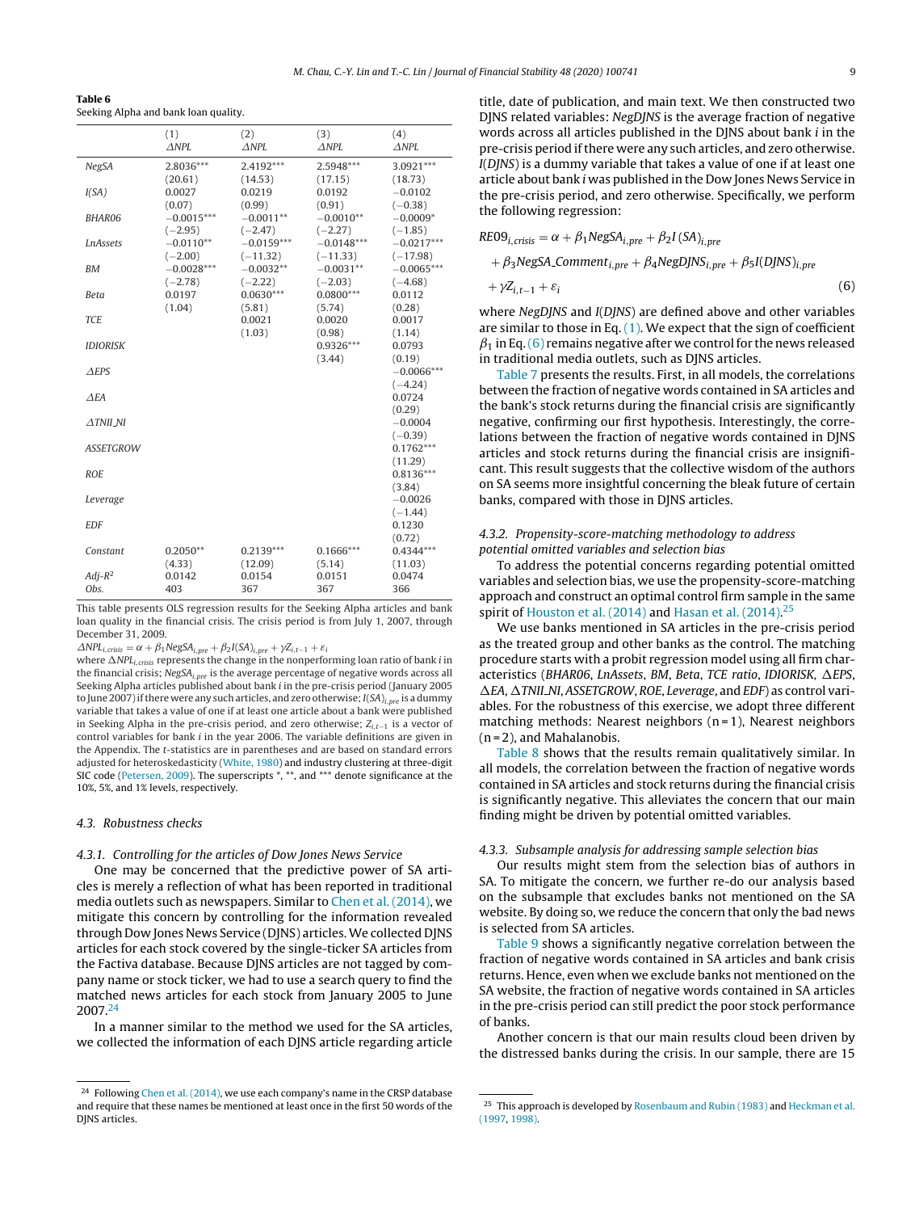**Table 6**
Seeking Alpha and bank loan quality.

| | (1) $\Delta NPL$ | (2) $\Delta NPL$ | (3) $\Delta NPL$ | (4) $\Delta NPL$ |
|---|---|---|---|---|
| *NegSA* | 2.8036*** | 2.4192*** | 2.5948*** | 3.0921*** |
| | (20.61) | (14.53) | (17.15) | (18.73) |
| *I(SA)* | 0.0027 | 0.0219 | 0.0192 | −0.0102 |
| | (0.07) | (0.99) | (0.91) | (−0.38) |
| *BHAR06* | −0.0015*** | −0.0011** | −0.0010** | −0.0009* |
| | (−2.95) | (−2.47) | (−2.27) | (−1.85) |
| *LnAssets* | −0.0110** | −0.0159*** | −0.0148*** | −0.0217*** |
| | (−2.00) | (−11.32) | (−11.33) | (−17.98) |
| *BM* | −0.0028*** | −0.0032** | −0.0031** | −0.0065*** |
| | (−2.78) | (−2.22) | (−2.03) | (−4.68) |
| *Beta* | 0.0197 | 0.0630*** | 0.0800*** | 0.0112 |
| | (1.04) | (5.81) | (5.74) | (0.28) |
| *TCE* | | 0.0021 | 0.0020 | 0.0017 |
| | | (1.03) | (0.98) | (1.14) |
| *IDIORISK* | | | 0.9326*** | 0.0793 |
| | | | (3.44) | (0.19) |
| *ΔEPS* | | | | −0.0066*** |
| | | | | (−4.24) |
| *ΔEA* | | | | 0.0724 |
| | | | | (0.29) |
| *ΔTNII_NI* | | | | −0.0004 |
| | | | | (−0.39) |
| *ASSETGROW* | | | | 0.1762*** |
| | | | | (11.29) |
| *ROE* | | | | 0.8136*** |
| | | | | (3.84) |
| *Leverage* | | | | −0.0026 |
| | | | | (−1.44) |
| *EDF* | | | | 0.1230 |
| | | | | (0.72) |
| *Constant* | 0.2050** | 0.2139*** | 0.1666*** | 0.4344*** |
| | (4.33) | (12.09) | (5.14) | (11.03) |
| *Adj-R*$^2$ | 0.0142 | 0.0154 | 0.0151 | 0.0474 |
| *Obs.* | 403 | 367 | 367 | 366 |

This table presents OLS regression results for the Seeking Alpha articles and bank loan quality in the financial crisis. The crisis period is from July 1, 2007, through December 31, 2009.

$\Delta NPL_{i,crisis} = \alpha + \beta_1 NegSA_{i,pre} + \beta_2 I(SA)_{i,pre} + \gamma Z_{i,t-1} + \varepsilon_i$

where $\Delta NPL_{i,crisis}$ represents the change in the nonperforming loan ratio of bank $i$ in the financial crisis; $NegSA_{i,pre}$ is the average percentage of negative words across all Seeking Alpha articles published about bank $i$ in the pre-crisis period (January 2005 to June 2007) if there were any such articles, and zero otherwise; $I(SA)_{i,pre}$ is a dummy variable that takes a value of one if at least one article about a bank were published in Seeking Alpha in the pre-crisis period, and zero otherwise; $Z_{i,t-1}$ is a vector of control variables for bank $i$ in the year 2006. The variable definitions are given in the Appendix. The *t*-statistics are in parentheses and are based on standard errors adjusted for heteroskedasticity (White, 1980) and industry clustering at three-digit SIC code (Petersen, 2009). The superscripts *, **, and *** denote significance at the 10%, 5%, and 1% levels, respectively.

### 4.3. Robustness checks

#### 4.3.1. Controlling for the articles of Dow Jones News Service

One may be concerned that the predictive power of SA articles is merely a reflection of what has been reported in traditional media outlets such as newspapers. Similar to Chen et al. (2014), we mitigate this concern by controlling for the information revealed through Dow Jones News Service (DJNS) articles. We collected DJNS articles for each stock covered by the single-ticker SA articles from the Factiva database. Because DJNS articles are not tagged by company name or stock ticker, we had to use a search query to find the matched news articles for each stock from January 2005 to June 2007.[24]

In a manner similar to the method we used for the SA articles, we collected the information of each DJNS article regarding article title, date of publication, and main text. We then constructed two DJNS related variables: *NegDJNS* is the average fraction of negative words across all articles published in the DJNS about bank *i* in the pre-crisis period if there were any such articles, and zero otherwise. *I*(*DJNS*) is a dummy variable that takes a value of one if at least one article about bank *i* was published in the Dow Jones News Service in the pre-crisis period, and zero otherwise. Specifically, we perform the following regression:

$$RE09_{i,crisis} = \alpha + \beta_1 NegSA_{i,pre} + \beta_2 I(SA)_{i,pre} + \beta_3 NegSA\_Comment_{i,pre} + \beta_4 NegDJNS_{i,pre} + \beta_5 I(DJNS)_{i,pre} + \gamma Z_{i,t-1} + \varepsilon_i \quad (6)$$

where *NegDJNS* and *I*(*DJNS*) are defined above and other variables are similar to those in Eq. (1). We expect that the sign of coefficient $\beta_1$ in Eq. (6) remains negative after we control for the news released in traditional media outlets, such as DJNS articles.

Table 7 presents the results. First, in all models, the correlations between the fraction of negative words contained in SA articles and the bank's stock returns during the financial crisis are significantly negative, confirming our first hypothesis. Interestingly, the correlations between the fraction of negative words contained in DJNS articles and stock returns during the financial crisis are insignificant. This result suggests that the collective wisdom of the authors on SA seems more insightful concerning the bleak future of certain banks, compared with those in DJNS articles.

#### 4.3.2. Propensity-score-matching methodology to address potential omitted variables and selection bias

To address the potential concerns regarding potential omitted variables and selection bias, we use the propensity-score-matching approach and construct an optimal control firm sample in the same spirit of Houston et al. (2014) and Hasan et al. (2014).[25]

We use banks mentioned in SA articles in the pre-crisis period as the treated group and other banks as the control. The matching procedure starts with a probit regression model using all firm characteristics (*BHAR06*, *LnAssets*, *BM*, *Beta*, *TCE ratio*, *IDIORISK*, *ΔEPS*, *ΔEA*, *ΔTNII_NI*, *ASSETGROW*, *ROE*, *Leverage*, and *EDF*) as control variables. For the robustness of this exercise, we adopt three different matching methods: Nearest neighbors (n = 1), Nearest neighbors (n = 2), and Mahalanobis.

Table 8 shows that the results remain qualitatively similar. In all models, the correlation between the fraction of negative words contained in SA articles and stock returns during the financial crisis is significantly negative. This alleviates the concern that our main finding might be driven by potential omitted variables.

#### 4.3.3. Subsample analysis for addressing sample selection bias

Our results might stem from the selection bias of authors in SA. To mitigate the concern, we further re-do our analysis based on the subsample that excludes banks not mentioned on the SA website. By doing so, we reduce the concern that only the bad news is selected from SA articles.

Table 9 shows a significantly negative correlation between the fraction of negative words contained in SA articles and bank crisis returns. Hence, even when we exclude banks not mentioned on the SA website, the fraction of negative words contained in SA articles in the pre-crisis period can still predict the poor stock performance of banks.

Another concern is that our main results cloud been driven by the distressed banks during the crisis. In our sample, there are 15

---

[24] Following Chen et al. (2014), we use each company's name in the CRSP database and require that these names be mentioned at least once in the first 50 words of the DJNS articles.

[25] This approach is developed by Rosenbaum and Rubin (1983) and Heckman et al. (1997, 1998).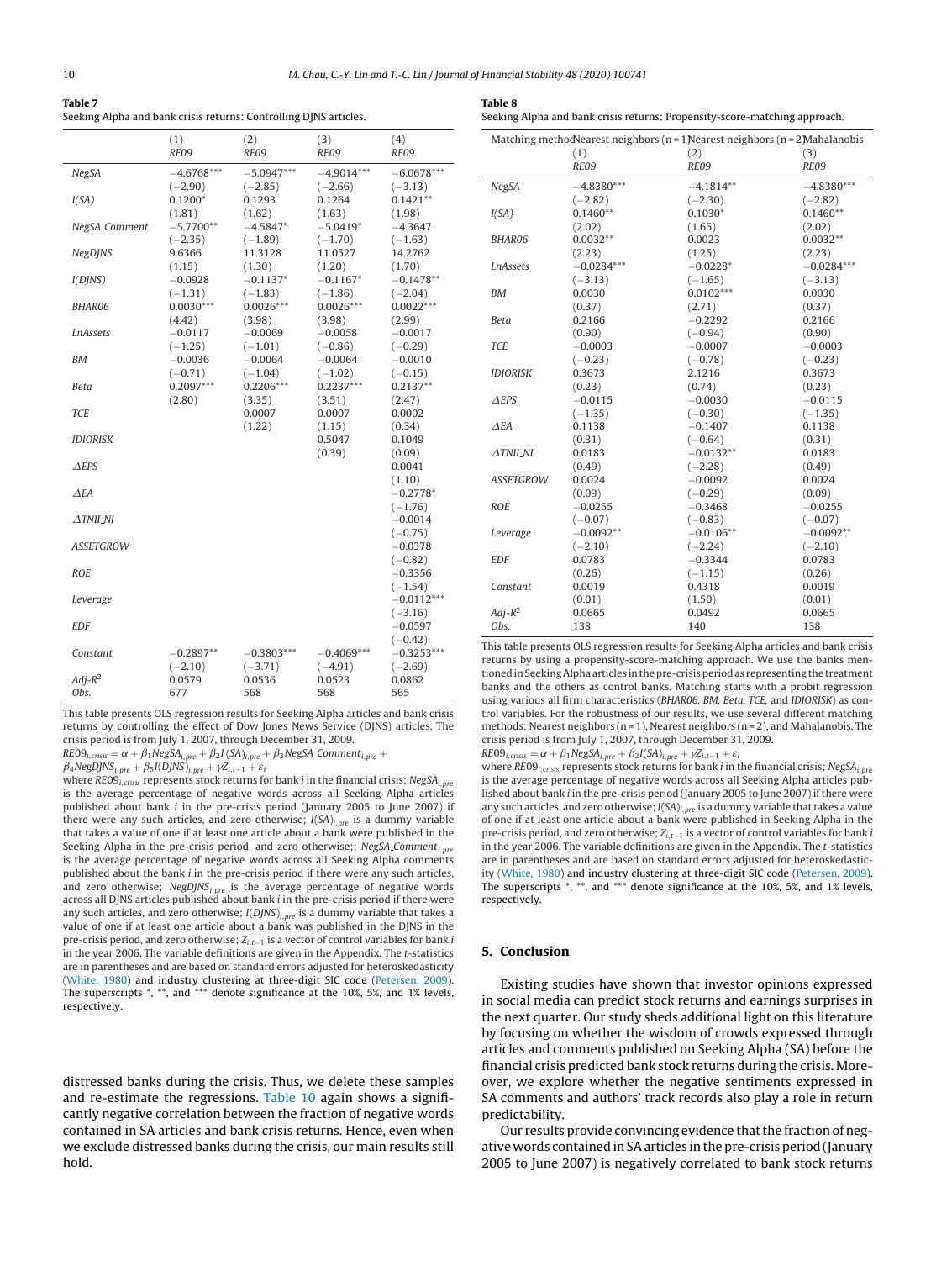**Table 7**
Seeking Alpha and bank crisis returns: Controlling DJNS articles.

| | (1) | (2) | (3) | (4) |
|---|---|---|---|---|
| | *RE09* | *RE09* | *RE09* | *RE09* |
| *NegSA* | −4.6768*** | −5.0947*** | −4.9014*** | −6.0678*** |
| | (−2.90) | (−2.85) | (−2.66) | (−3.13) |
| *I(SA)* | 0.1200* | 0.1293 | 0.1264 | 0.1421** |
| | (1.81) | (1.62) | (1.63) | (1.98) |
| *NegSA_Comment* | −5.7700** | −4.5847* | −5.0419* | −4.3647 |
| | (−2.35) | (−1.89) | (−1.70) | (−1.63) |
| *NegDJNS* | 9.6366 | 11.3128 | 11.0527 | 14.2762 |
| | (1.15) | (1.30) | (1.20) | (1.70) |
| *I(DJNS)* | −0.0928 | −0.1137* | −0.1167* | −0.1478** |
| | (−1.31) | (−1.83) | (−1.86) | (−2.04) |
| *BHAR06* | 0.0030*** | 0.0026*** | 0.0026*** | 0.0022*** |
| | (4.42) | (3.98) | (3.98) | (2.99) |
| *LnAssets* | −0.0117 | −0.0069 | −0.0058 | −0.0017 |
| | (−1.25) | (−1.01) | (−0.86) | (−0.29) |
| *BM* | −0.0036 | −0.0064 | −0.0064 | −0.0010 |
| | (−0.71) | (−1.04) | (−1.02) | (−0.15) |
| *Beta* | 0.2097*** | 0.2206*** | 0.2237*** | 0.2137** |
| | (2.80) | (3.35) | (3.51) | (2.47) |
| *TCE* | | 0.0007 | 0.0007 | 0.0002 |
| | | (1.22) | (1.15) | (0.34) |
| *IDIORISK* | | | 0.5047 | 0.1049 |
| | | | (0.39) | (0.09) |
| *ΔEPS* | | | | 0.0041 |
| | | | | (1.10) |
| *ΔEA* | | | | −0.2778* |
| | | | | (−1.76) |
| *ΔTNII_NI* | | | | −0.0014 |
| | | | | (−0.75) |
| *ASSETGROW* | | | | −0.0378 |
| | | | | (−0.82) |
| *ROE* | | | | −0.3356 |
| | | | | (−1.54) |
| *Leverage* | | | | −0.0112*** |
| | | | | (−3.16) |
| *EDF* | | | | −0.0597 |
| | | | | (−0.42) |
| *Constant* | −0.2897** | −0.3803*** | −0.4069*** | −0.3253*** |
| | (−2.10) | (−3.71) | (−4.91) | (−2.69) |
| *Adj-R²* | 0.0579 | 0.0536 | 0.0523 | 0.0862 |
| *Obs.* | 677 | 568 | 568 | 565 |

This table presents OLS regression results for Seeking Alpha articles and bank crisis returns by controlling the effect of Dow Jones News Service (DJNS) articles. The crisis period is from July 1, 2007, through December 31, 2009.

$RE09_{i,crisis} = \alpha + \beta_1 NegSA_{i,pre} + \beta_2 I(SA)_{i,pre} + \beta_3 NegSA\_Comment_{i,pre} + \beta_4 NegDJNS_{i,pre} + \beta_5 I(DJNS)_{i,pre} + \gamma Z_{i,t-1} + \varepsilon_i$

where $RE09_{i,crisis}$ represents stock returns for bank *i* in the financial crisis; $NegSA_{i,pre}$ is the average percentage of negative words across all Seeking Alpha articles published about bank *i* in the pre-crisis period (January 2005 to June 2007) if there were any such articles, and zero otherwise; $I(SA)_{i,pre}$ is a dummy variable that takes a value of one if at least one article about a bank were published in the Seeking Alpha in the pre-crisis period, and zero otherwise;; $NegSA\_Comment_{i,pre}$ is the average percentage of negative words across all Seeking Alpha comments published about the bank *i* in the pre-crisis period if there were any such articles, and zero otherwise; $NegDJNS_{i,pre}$ is the average percentage of negative words across all DJNS articles published about bank *i* in the pre-crisis period if there were any such articles, and zero otherwise; $I(DJNS)_{i,pre}$ is a dummy variable that takes a value of one if at least one article about a bank was published in the DJNS in the pre-crisis period, and zero otherwise; $Z_{i,t-1}$ is a vector of control variables for bank *i* in the year 2006. The variable definitions are given in the Appendix. The *t*-statistics are in parentheses and are based on standard errors adjusted for heteroskedasticity (White, 1980) and industry clustering at three-digit SIC code (Petersen, 2009). The superscripts *, **, and *** denote significance at the 10%, 5%, and 1% levels, respectively.

distressed banks during the crisis. Thus, we delete these samples and re-estimate the regressions. Table 10 again shows a significantly negative correlation between the fraction of negative words contained in SA articles and bank crisis returns. Hence, even when we exclude distressed banks during the crisis, our main results still hold.

**Table 8**
Seeking Alpha and bank crisis returns: Propensity-score-matching approach.

| Matching method | Nearest neighbors (n = 1) | Nearest neighbors (n = 2) | Mahalanobis |
|---|---|---|---|
| | (1) | (2) | (3) |
| | *RE09* | *RE09* | *RE09* |
| *NegSA* | −4.8380*** | −4.1814** | −4.8380*** |
| | (−2.82) | (−2.30) | (−2.82) |
| *I(SA)* | 0.1460** | 0.1030* | 0.1460** |
| | (2.02) | (1.65) | (2.02) |
| *BHAR06* | 0.0032** | 0.0023 | 0.0032** |
| | (2.23) | (1.25) | (2.23) |
| *LnAssets* | −0.0284*** | −0.0228* | −0.0284*** |
| | (−3.13) | (−1.65) | (−3.13) |
| *BM* | 0.0030 | 0.0102*** | 0.0030 |
| | (0.37) | (2.71) | (0.37) |
| *Beta* | 0.2166 | −0.2292 | 0.2166 |
| | (0.90) | (−0.94) | (0.90) |
| *TCE* | −0.0003 | −0.0007 | −0.0003 |
| | (−0.23) | (−0.78) | (−0.23) |
| *IDIORISK* | 0.3673 | 2.1216 | 0.3673 |
| | (0.23) | (0.74) | (0.23) |
| *ΔEPS* | −0.0115 | −0.0030 | −0.0115 |
| | (−1.35) | (−0.30) | (−1.35) |
| *ΔEA* | 0.1138 | −0.1407 | 0.1138 |
| | (0.31) | (−0.64) | (0.31) |
| *ΔTNII_NI* | 0.0183 | −0.0132** | 0.0183 |
| | (0.49) | (−2.28) | (0.49) |
| *ASSETGROW* | 0.0024 | −0.0092 | 0.0024 |
| | (0.09) | (−0.29) | (0.09) |
| *ROE* | −0.0255 | −0.3468 | −0.0255 |
| | (−0.07) | (−0.83) | (−0.07) |
| *Leverage* | −0.0092** | −0.0106** | −0.0092** |
| | (−2.10) | (−2.24) | (−2.10) |
| *EDF* | 0.0783 | −0.3344 | 0.0783 |
| | (0.26) | (−1.15) | (0.26) |
| *Constant* | 0.0019 | 0.4318 | 0.0019 |
| | (0.01) | (1.50) | (0.01) |
| *Adj-R²* | 0.0665 | 0.0492 | 0.0665 |
| *Obs.* | 138 | 140 | 138 |

This table presents OLS regression results for Seeking Alpha articles and bank crisis returns by using a propensity-score-matching approach. We use the banks mentioned in Seeking Alpha articles in the pre-crisis period as representing the treatment banks and the others as control banks. Matching starts with a probit regression using various all firm characteristics (*BHAR06*, *BM*, *Beta*, *TCE*, and *IDIORISK*) as control variables. For the robustness of our results, we use several different matching methods: Nearest neighbors (n = 1), Nearest neighbors (n = 2), and Mahalanobis. The crisis period is from July 1, 2007, through December 31, 2009.

$RE09_{i,crisis} = \alpha + \beta_1 NegSA_{i,pre} + \beta_2 I(SA)_{i,pre} + \gamma Z_{i,t-1} + \varepsilon_i$

where $RE09_{i,crisis}$ represents stock returns for bank *i* in the financial crisis; $NegSA_{i,pre}$ is the average percentage of negative words across all Seeking Alpha articles published about bank *i* in the pre-crisis period (January 2005 to June 2007) if there were any such articles, and zero otherwise; $I(SA)_{i,pre}$ is a dummy variable that takes a value of one if at least one article about a bank were published in Seeking Alpha in the pre-crisis period, and zero otherwise; $Z_{i,t-1}$ is a vector of control variables for bank *i* in the year 2006. The variable definitions are given in the Appendix. The *t*-statistics are in parentheses and are based on standard errors adjusted for heteroskedasticity (White, 1980) and industry clustering at three-digit SIC code (Petersen, 2009). The superscripts *, **, and *** denote significance at the 10%, 5%, and 1% levels, respectively.

## 5. Conclusion

Existing studies have shown that investor opinions expressed in social media can predict stock returns and earnings surprises in the next quarter. Our study sheds additional light on this literature by focusing on whether the wisdom of crowds expressed through articles and comments published on Seeking Alpha (SA) before the financial crisis predicted bank stock returns during the crisis. Moreover, we explore whether the negative sentiments expressed in SA comments and authors' track records also play a role in return predictability.

Our results provide convincing evidence that the fraction of negative words contained in SA articles in the pre-crisis period (January 2005 to June 2007) is negatively correlated to bank stock returns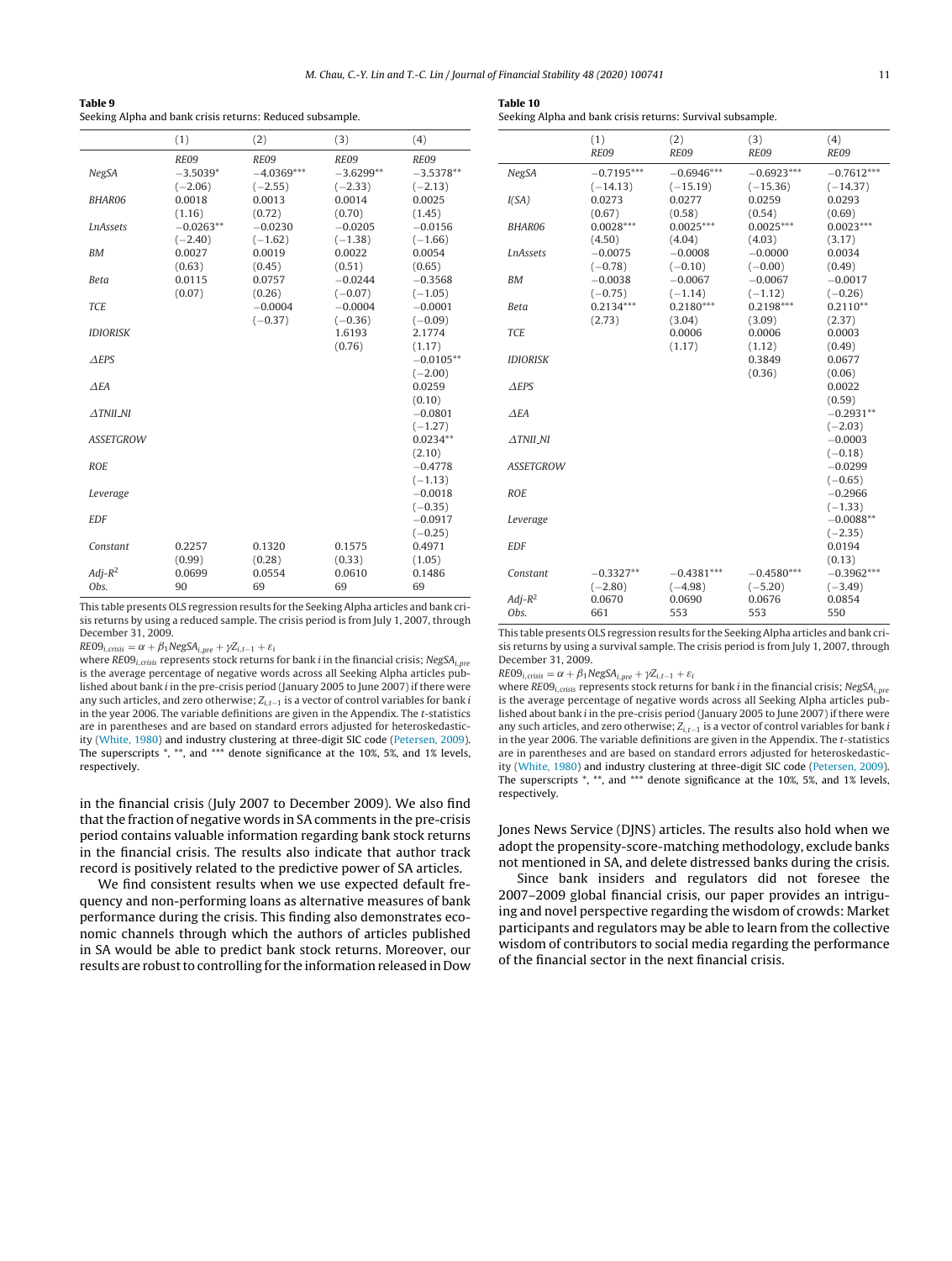**Table 9**
Seeking Alpha and bank crisis returns: Reduced subsample.

| | (1) | (2) | (3) | (4) |
|---|---|---|---|---|
| | *RE09* | *RE09* | *RE09* | *RE09* |
| *NegSA* | −3.5039* | −4.0369*** | −3.6299** | −3.5378** |
| | (−2.06) | (−2.55) | (−2.33) | (−2.13) |
| *BHAR06* | 0.0018 | 0.0013 | 0.0014 | 0.0025 |
| | (1.16) | (0.72) | (0.70) | (1.45) |
| *LnAssets* | −0.0263** | −0.0230 | −0.0205 | −0.0156 |
| | (−2.40) | (−1.62) | (−1.38) | (−1.66) |
| *BM* | 0.0027 | 0.0019 | 0.0022 | 0.0054 |
| | (0.63) | (0.45) | (0.51) | (0.65) |
| *Beta* | 0.0115 | 0.0757 | −0.0244 | −0.3568 |
| | (0.07) | (0.26) | (−0.07) | (−1.05) |
| *TCE* | | −0.0004 | −0.0004 | −0.0001 |
| | | (−0.37) | (−0.36) | (−0.09) |
| *IDIORISK* | | | 1.6193 | 2.1774 |
| | | | (0.76) | (1.17) |
| *ΔEPS* | | | | −0.0105** |
| | | | | (−2.00) |
| *ΔEA* | | | | 0.0259 |
| | | | | (0.10) |
| *ΔTNII_NI* | | | | −0.0801 |
| | | | | (−1.27) |
| *ASSETGROW* | | | | 0.0234** |
| | | | | (2.10) |
| *ROE* | | | | −0.4778 |
| | | | | (−1.13) |
| *Leverage* | | | | −0.0018 |
| | | | | (−0.35) |
| *EDF* | | | | −0.0917 |
| | | | | (−0.25) |
| *Constant* | 0.2257 | 0.1320 | 0.1575 | 0.4971 |
| | (0.99) | (0.28) | (0.33) | (1.05) |
| *Adj-R²* | 0.0699 | 0.0554 | 0.0610 | 0.1486 |
| *Obs.* | 90 | 69 | 69 | 69 |

This table presents OLS regression results for the Seeking Alpha articles and bank crisis returns by using a reduced sample. The crisis period is from July 1, 2007, through December 31, 2009.

$RE09_{i,crisis} = \alpha + \beta_1 NegSA_{i,pre} + \gamma Z_{i,t-1} + \varepsilon_i$

where $RE09_{i,crisis}$ represents stock returns for bank *i* in the financial crisis; $NegSA_{i,pre}$ is the average percentage of negative words across all Seeking Alpha articles published about bank *i* in the pre-crisis period (January 2005 to June 2007) if there were any such articles, and zero otherwise; $Z_{i,t-1}$ is a vector of control variables for bank *i* in the year 2006. The variable definitions are given in the Appendix. The *t*-statistics are in parentheses and are based on standard errors adjusted for heteroskedasticity (White, 1980) and industry clustering at three-digit SIC code (Petersen, 2009). The superscripts *, **, and *** denote significance at the 10%, 5%, and 1% levels, respectively.

in the financial crisis (July 2007 to December 2009). We also find that the fraction of negative words in SA comments in the pre-crisis period contains valuable information regarding bank stock returns in the financial crisis. The results also indicate that author track record is positively related to the predictive power of SA articles.

We find consistent results when we use expected default frequency and non-performing loans as alternative measures of bank performance during the crisis. This finding also demonstrates economic channels through which the authors of articles published in SA would be able to predict bank stock returns. Moreover, our results are robust to controlling for the information released in Dow Jones News Service (DJNS) articles. The results also hold when we adopt the propensity-score-matching methodology, exclude banks not mentioned in SA, and delete distressed banks during the crisis.

Since bank insiders and regulators did not foresee the 2007–2009 global financial crisis, our paper provides an intriguing and novel perspective regarding the wisdom of crowds: Market participants and regulators may be able to learn from the collective wisdom of contributors to social media regarding the performance of the financial sector in the next financial crisis.

**Table 10**
Seeking Alpha and bank crisis returns: Survival subsample.

| | (1) | (2) | (3) | (4) |
|---|---|---|---|---|
| | *RE09* | *RE09* | *RE09* | *RE09* |
| *NegSA* | −0.7195*** | −0.6946*** | −0.6923*** | −0.7612*** |
| | (−14.13) | (−15.19) | (−15.36) | (−14.37) |
| *I(SA)* | 0.0273 | 0.0277 | 0.0259 | 0.0293 |
| | (0.67) | (0.58) | (0.54) | (0.69) |
| *BHAR06* | 0.0028*** | 0.0025*** | 0.0025*** | 0.0023*** |
| | (4.50) | (4.04) | (4.03) | (3.17) |
| *LnAssets* | −0.0075 | −0.0008 | −0.0000 | 0.0034 |
| | (−0.78) | (−0.10) | (−0.00) | (0.49) |
| *BM* | −0.0038 | −0.0067 | −0.0067 | −0.0017 |
| | (−0.75) | (−1.14) | (−1.12) | (−0.26) |
| *Beta* | 0.2134*** | 0.2180*** | 0.2198*** | 0.2110** |
| | (2.73) | (3.04) | (3.09) | (2.37) |
| *TCE* | | 0.0006 | 0.0006 | 0.0003 |
| | | (1.17) | (1.12) | (0.49) |
| *IDIORISK* | | | 0.3849 | 0.0677 |
| | | | (0.36) | (0.06) |
| *ΔEPS* | | | | 0.0022 |
| | | | | (0.59) |
| *ΔEA* | | | | −0.2931** |
| | | | | (−2.03) |
| *ΔTNII_NI* | | | | −0.0003 |
| | | | | (−0.18) |
| *ASSETGROW* | | | | −0.0299 |
| | | | | (−0.65) |
| *ROE* | | | | −0.2966 |
| | | | | (−1.33) |
| *Leverage* | | | | −0.0088** |
| | | | | (−2.35) |
| *EDF* | | | | 0.0194 |
| | | | | (0.13) |
| *Constant* | −0.3327** | −0.4381*** | −0.4580*** | −0.3962*** |
| | (−2.80) | (−4.98) | (−5.20) | (−3.49) |
| *Adj-R²* | 0.0670 | 0.0690 | 0.0676 | 0.0854 |
| *Obs.* | 661 | 553 | 553 | 550 |

This table presents OLS regression results for the Seeking Alpha articles and bank crisis returns by using a survival sample. The crisis period is from July 1, 2007, through December 31, 2009.

$RE09_{i,crisis} = \alpha + \beta_1 NegSA_{i,pre} + \gamma Z_{i,t-1} + \varepsilon_i$

where $RE09_{i,crisis}$ represents stock returns for bank *i* in the financial crisis; $NegSA_{i,pre}$ is the average percentage of negative words across all Seeking Alpha articles published about bank *i* in the pre-crisis period (January 2005 to June 2007) if there were any such articles, and zero otherwise; $Z_{i,t-1}$ is a vector of control variables for bank *i* in the year 2006. The variable definitions are given in the Appendix. The *t*-statistics are in parentheses and are based on standard errors adjusted for heteroskedasticity (White, 1980) and industry clustering at three-digit SIC code (Petersen, 2009). The superscripts *, **, and *** denote significance at the 10%, 5%, and 1% levels, respectively.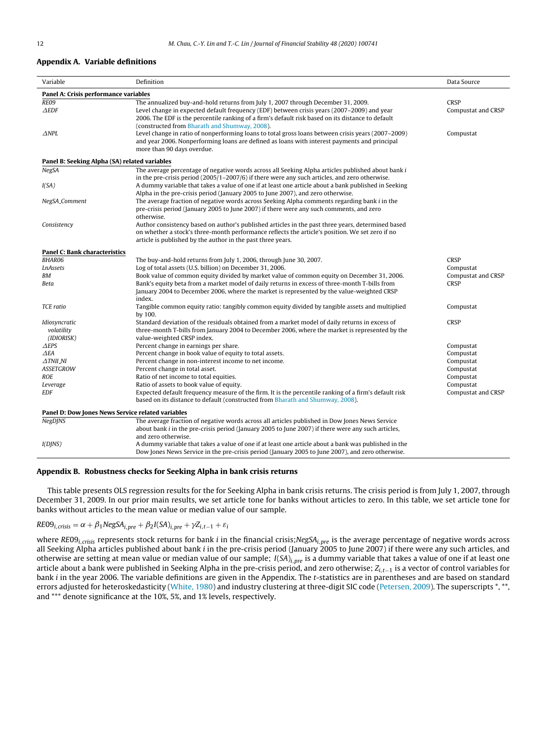## Appendix A. Variable definitions

| Variable | Definition | Data Source |
|---|---|---|
| **Panel A: Crisis performance variables** | | |
| *RE09* | The annualized buy-and-hold returns from July 1, 2007 through December 31, 2009. | CRSP |
| *ΔEDF* | Level change in expected default frequency (EDF) between crisis years (2007–2009) and year 2006. The EDF is the percentile ranking of a firm's default risk based on its distance to default (constructed from Bharath and Shumway, 2008). | Compustat and CRSP |
| *ΔNPL* | Level change in ratio of nonperforming loans to total gross loans between crisis years (2007–2009) and year 2006. Nonperforming loans are defined as loans with interest payments and principal more than 90 days overdue. | Compustat |
| **Panel B: Seeking Alpha (SA) related variables** | | |
| *NegSA* | The average percentage of negative words across all Seeking Alpha articles published about bank *i* in the pre-crisis period (2005/1–2007/6) if there were any such articles, and zero otherwise. | |
| *I(SA)* | A dummy variable that takes a value of one if at least one article about a bank published in Seeking Alpha in the pre-crisis period (January 2005 to June 2007), and zero otherwise. | |
| *NegSA_Comment* | The average fraction of negative words across Seeking Alpha comments regarding bank *i* in the pre-crisis period (January 2005 to June 2007) if there were any such comments, and zero otherwise. | |
| *Consistency* | Author consistency based on author's published articles in the past three years, determined based on whether a stock's three-month performance reflects the article's position. We set zero if no article is published by the author in the past three years. | |
| **Panel C: Bank characteristics** | | |
| *BHAR06* | The buy-and-hold returns from July 1, 2006, through June 30, 2007. | CRSP |
| *LnAssets* | Log of total assets (U.S. billion) on December 31, 2006. | Compustat |
| *BM* | Book value of common equity divided by market value of common equity on December 31, 2006. | Compustat and CRSP |
| *Beta* | Bank's equity beta from a market model of daily returns in excess of three-month T-bills from January 2004 to December 2006, where the market is represented by the value-weighted CRSP index. | CRSP |
| *TCE ratio* | Tangible common equity ratio: tangibly common equity divided by tangible assets and multiplied by 100. | Compustat |
| *Idiosyncratic volatility (IDIORISK)* | Standard deviation of the residuals obtained from a market model of daily returns in excess of three-month T-bills from January 2004 to December 2006, where the market is represented by the value-weighted CRSP index. | CRSP |
| *ΔEPS* | Percent change in earnings per share. | Compustat |
| *ΔEA* | Percent change in book value of equity to total assets. | Compustat |
| *ΔTNII_NI* | Percent change in non-interest income to net income. | Compustat |
| *ASSETGROW* | Percent change in total asset. | Compustat |
| *ROE* | Ratio of net income to total equities. | Compustat |
| *Leverage* | Ratio of assets to book value of equity. | Compustat |
| *EDF* | Expected default frequency measure of the firm. It is the percentile ranking of a firm's default risk based on its distance to default (constructed from Bharath and Shumway, 2008). | Compustat and CRSP |
| **Panel D: Dow Jones News Service related variables** | | |
| *NegDJNS* | The average fraction of negative words across all articles published in Dow Jones News Service about bank *i* in the pre-crisis period (January 2005 to June 2007) if there were any such articles, and zero otherwise. | |
| *I(DJNS)* | A dummy variable that takes a value of one if at least one article about a bank was published in the Dow Jones News Service in the pre-crisis period (January 2005 to June 2007), and zero otherwise. | |

## Appendix B. Robustness checks for Seeking Alpha in bank crisis returns

This table presents OLS regression results for the for Seeking Alpha in bank crisis returns. The crisis period is from July 1, 2007, through December 31, 2009. In our prior main results, we set article tone for banks without articles to zero. In this table, we set article tone for banks without articles to the mean value or median value of our sample.

$$RE09_{i,crisis} = \alpha + \beta_1 NegSA_{i,pre} + \beta_2 I(SA)_{i,pre} + \gamma Z_{i,t-1} + \varepsilon_i$$

where $RE09_{i,crisis}$ represents stock returns for bank *i* in the financial crisis; $NegSA_{i,pre}$ is the average percentage of negative words across all Seeking Alpha articles published about bank *i* in the pre-crisis period (January 2005 to June 2007) if there were any such articles, and otherwise are setting at mean value or median value of our sample; $I(SA)_{i,pre}$ is a dummy variable that takes a value of one if at least one article about a bank were published in Seeking Alpha in the pre-crisis period, and zero otherwise; $Z_{i,t-1}$ is a vector of control variables for bank *i* in the year 2006. The variable definitions are given in the Appendix. The *t*-statistics are in parentheses and are based on standard errors adjusted for heteroskedasticity (White, 1980) and industry clustering at three-digit SIC code (Petersen, 2009). The superscripts *, **, and *** denote significance at the 10%, 5%, and 1% levels, respectively.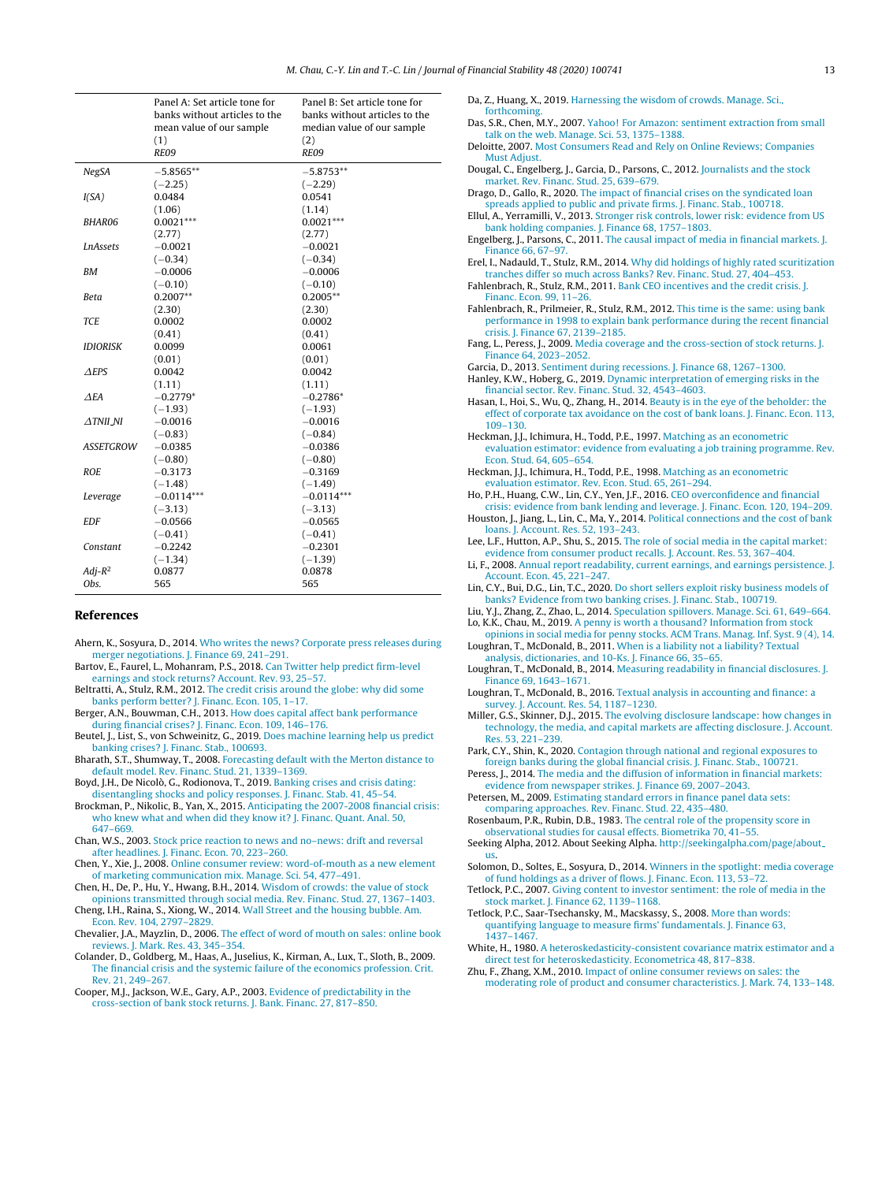| | Panel A: Set article tone for banks without articles to the mean value of our sample (1) *RE09* | Panel B: Set article tone for banks without articles to the median value of our sample (2) *RE09* |
|---|---|---|
| *NegSA* | −5.8565** | −5.8753** |
| | (−2.25) | (−2.29) |
| *I(SA)* | 0.0484 | 0.0541 |
| | (1.06) | (1.14) |
| *BHAR06* | 0.0021*** | 0.0021*** |
| | (2.77) | (2.77) |
| *LnAssets* | −0.0021 | −0.0021 |
| | (−0.34) | (−0.34) |
| *BM* | −0.0006 | −0.0006 |
| | (−0.10) | (−0.10) |
| *Beta* | 0.2007** | 0.2005** |
| | (2.30) | (2.30) |
| *TCE* | 0.0002 | 0.0002 |
| | (0.41) | (0.41) |
| *IDIORISK* | 0.0099 | 0.0061 |
| | (0.01) | (0.01) |
| *ΔEPS* | 0.0042 | 0.0042 |
| | (1.11) | (1.11) |
| *ΔEA* | −0.2779* | −0.2786* |
| | (−1.93) | (−1.93) |
| *ΔTNII_NI* | −0.0016 | −0.0016 |
| | (−0.83) | (−0.84) |
| *ASSETGROW* | −0.0385 | −0.0386 |
| | (−0.80) | (−0.80) |
| *ROE* | −0.3173 | −0.3169 |
| | (−1.48) | (−1.49) |
| *Leverage* | −0.0114*** | −0.0114*** |
| | (−3.13) | (−3.13) |
| *EDF* | −0.0566 | −0.0565 |
| | (−0.41) | (−0.41) |
| *Constant* | −0.2242 | −0.2301 |
| | (−1.34) | (−1.39) |
| *Adj-$R^2$* | 0.0877 | 0.0878 |
| *Obs.* | 565 | 565 |

## References

Ahern, K., Sosyura, D., 2014. Who writes the news? Corporate press releases during merger negotiations. J. Finance 69, 241–291.

Bartov, E., Faurel, L., Mohanram, P.S., 2018. Can Twitter help predict firm-level earnings and stock returns? Account. Rev. 93, 25–57.

Beltratti, A., Stulz, R.M., 2012. The credit crisis around the globe: why did some banks perform better? J. Financ. Econ. 105, 1–17.

Berger, A.N., Bouwman, C.H., 2013. How does capital affect bank performance during financial crises? J. Financ. Econ. 109, 146–176.

Beutel, J., List, S., von Schweinitz, G., 2019. Does machine learning help us predict banking crises? J. Financ. Stab., 100693.

Bharath, S.T., Shumway, T., 2008. Forecasting default with the Merton distance to default model. Rev. Financ. Stud. 21, 1339–1369.

Boyd, J.H., De Nicolò, G., Rodionova, T., 2019. Banking crises and crisis dating: disentangling shocks and policy responses. J. Financ. Stab. 41, 45–54.

Brockman, P., Nikolic, B., Yan, X., 2015. Anticipating the 2007-2008 financial crisis: who knew what and when did they know it? J. Financ. Quant. Anal. 50, 647–669.

Chan, W.S., 2003. Stock price reaction to news and no-news: drift and reversal after headlines. J. Financ. Econ. 70, 223–260.

Chen, Y., Xie, J., 2008. Online consumer review: word-of-mouth as a new element of marketing communication mix. Manage. Sci. 54, 477–491.

Chen, H., De, P., Hu, Y., Hwang, B.H., 2014. Wisdom of crowds: the value of stock opinions transmitted through social media. Rev. Financ. Stud. 27, 1367–1403.

Cheng, I.H., Raina, S., Xiong, W., 2014. Wall Street and the housing bubble. Am. Econ. Rev. 104, 2797–2829.

Chevalier, J.A., Mayzlin, D., 2006. The effect of word of mouth on sales: online book reviews. J. Mark. Res. 43, 345–354.

Colander, D., Goldberg, M., Haas, A., Juselius, K., Kirman, A., Lux, T., Sloth, B., 2009. The financial crisis and the systemic failure of the economics profession. Crit. Rev. 21, 249–267.

Cooper, M.J., Jackson, W.E., Gary, A.P., 2003. Evidence of predictability in the cross-section of bank stock returns. J. Bank. Financ. 27, 817–850.

Da, Z., Huang, X., 2019. Harnessing the wisdom of crowds. Manage. Sci., forthcoming.

Das, S.R., Chen, M.Y., 2007. Yahoo! For Amazon: sentiment extraction from small talk on the web. Manage. Sci. 53, 1375–1388.

Deloitte, 2007. Most Consumers Read and Rely on Online Reviews; Companies Must Adjust.

Dougal, C., Engelberg, J., Garcia, D., Parsons, C., 2012. Journalists and the stock market. Rev. Financ. Stud. 25, 639–679.

Drago, D., Gallo, R., 2020. The impact of financial crises on the syndicated loan spreads applied to public and private firms. J. Financ. Stab., 100718.

Ellul, A., Yerramilli, V., 2013. Stronger risk controls, lower risk: evidence from US bank holding companies. J. Finance 68, 1757–1803.

Engelberg, J., Parsons, C., 2011. The causal impact of media in financial markets. J. Finance 66, 67–97.

Erel, I., Nadauld, T., Stulz, R.M., 2014. Why did holdings of highly rated securitization tranches differ so much across Banks? Rev. Financ. Stud. 27, 404–453.

Fahlenbrach, R., Stulz, R.M., 2011. Bank CEO incentives and the credit crisis. J. Financ. Econ. 99, 11–26.

Fahlenbrach, R., Prilmeier, R., Stulz, R.M., 2012. This time is the same: using bank performance in 1998 to explain bank performance during the recent financial crisis. J. Finance 67, 2139–2185.

Fang, L., Peress, J., 2009. Media coverage and the cross-section of stock returns. J. Finance 64, 2023–2052.

Garcia, D., 2013. Sentiment during recessions. J. Finance 68, 1267–1300.

Hanley, K.W., Hoberg, G., 2019. Dynamic interpretation of emerging risks in the financial sector. Rev. Financ. Stud. 32, 4543–4603.

Hasan, I., Hoi, S., Wu, Q., Zhang, H., 2014. Beauty is in the eye of the beholder: the effect of corporate tax avoidance on the cost of bank loans. J. Financ. Econ. 113, 109–130.

Heckman, J.J., Ichimura, H., Todd, P.E., 1997. Matching as an econometric evaluation estimator: evidence from evaluating a job training programme. Rev. Econ. Stud. 64, 605–654.

Heckman, J.J., Ichimura, H., Todd, P.E., 1998. Matching as an econometric evaluation estimator. Rev. Econ. Stud. 65, 261–294.

Ho, P.H., Huang, C.W., Lin, C.Y., Yen, J.F., 2016. CEO overconfidence and financial crisis: evidence from bank lending and leverage. J. Financ. Econ. 120, 194–209.

Houston, J., Jiang, L., Lin, C., Ma, Y., 2014. Political connections and the cost of bank loans. J. Account. Res. 52, 193–243.

Lee, L.F., Hutton, A.P., Shu, S., 2015. The role of social media in the capital market: evidence from consumer product recalls. J. Account. Res. 53, 367–404.

Li, F., 2008. Annual report readability, current earnings, and earnings persistence. J. Account. Econ. 45, 221–247.

Lin, C.Y., Bui, D.G., Lin, T.C., 2020. Do short sellers exploit risky business models of banks? Evidence from two banking crises. J. Financ. Stab., 100719.

Liu, Y.J., Zhang, Z., Zhao, L., 2014. Speculation spillovers. Manage. Sci. 61, 649–664.

Lo, K.K., Chau, M., 2019. A penny is worth a thousand? Information from stock opinions in social media for penny stocks. ACM Trans. Manag. Inf. Syst. 9 (4), 14.

Loughran, T., McDonald, B., 2011. When is a liability not a liability? Textual analysis, dictionaries, and 10-Ks. J. Finance 66, 35–65.

Loughran, T., McDonald, B., 2014. Measuring readability in financial disclosures. J. Finance 69, 1643–1671.

Loughran, T., McDonald, B., 2016. Textual analysis in accounting and finance: a survey. J. Account. Res. 54, 1187–1230.

Miller, G.S., Skinner, D.J., 2015. The evolving disclosure landscape: how changes in technology, the media, and capital markets are affecting disclosure. J. Account. Res. 53, 221–239.

Park, C.Y., Shin, K., 2020. Contagion through national and regional exposures to foreign banks during the global financial crisis. J. Financ. Stab., 100721.

Peress, J., 2014. The media and the diffusion of information in financial markets: evidence from newspaper strikes. J. Finance 69, 2007–2043.

Petersen, M., 2009. Estimating standard errors in finance panel data sets: comparing approaches. Rev. Financ. Stud. 22, 435–480.

Rosenbaum, P.R., Rubin, D.B., 1983. The central role of the propensity score in observational studies for causal effects. Biometrika 70, 41–55.

Seeking Alpha, 2012. About Seeking Alpha. http://seekingalpha.com/page/about_us.

Solomon, D., Soltes, E., Sosyura, D., 2014. Winners in the spotlight: media coverage of fund holdings as a driver of flows. J. Financ. Econ. 113, 53–72.

Tetlock, P.C., 2007. Giving content to investor sentiment: the role of media in the stock market. J. Finance 62, 1139–1168.

Tetlock, P.C., Saar-Tsechansky, M., Macskassy, S., 2008. More than words: quantifying language to measure firms' fundamentals. J. Finance 63, 1437–1467.

White, H., 1980. A heteroskedasticity-consistent covariance matrix estimator and a direct test for heteroskedasticity. Econometrica 48, 817–838.

Zhu, F., Zhang, X.M., 2010. Impact of online consumer reviews on sales: the moderating role of product and consumer characteristics. J. Mark. 74, 133–148.